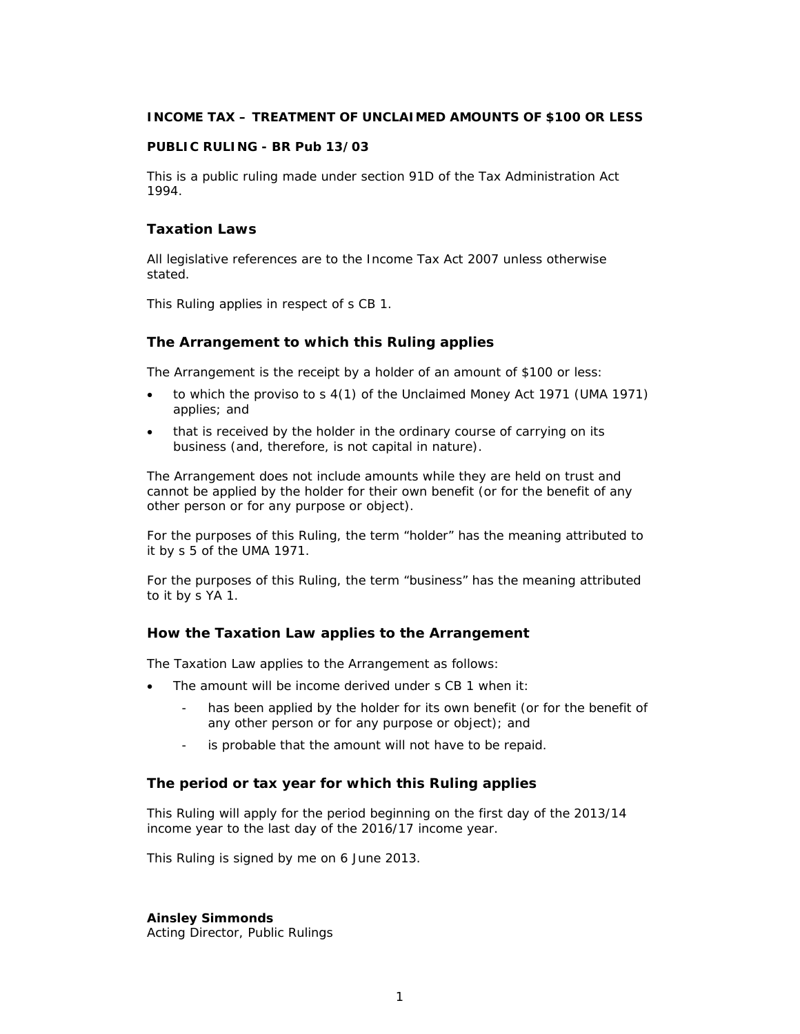**INCOME TAX – TREATMENT OF UNCLAIMED AMOUNTS OF $100 OR LESS**

**PUBLIC RULING - BR Pub 13/03**

This is a public ruling made under section 91D of the Tax Administration Act 1994.

## Taxation Laws

All legislative references are to the Income Tax Act 2007 unless otherwise stated.

This Ruling applies in respect of s CB 1.

## The Arrangement to which this Ruling applies

The Arrangement is the receipt by a holder of an amount of $100 or less:

- to which the proviso to s 4(1) of the Unclaimed Money Act 1971 (UMA 1971) applies; and
- that is received by the holder in the ordinary course of carrying on its business (and, therefore, is not capital in nature).

The Arrangement does not include amounts while they are held on trust and cannot be applied by the holder for their own benefit (or for the benefit of any other person or for any purpose or object).

For the purposes of this Ruling, the term "holder" has the meaning attributed to it by s 5 of the UMA 1971.

For the purposes of this Ruling, the term "business" has the meaning attributed to it by s YA 1.

## How the Taxation Law applies to the Arrangement

The Taxation Law applies to the Arrangement as follows:

- The amount will be income derived under s CB 1 when it:
  - has been applied by the holder for its own benefit (or for the benefit of any other person or for any purpose or object); and
  - is probable that the amount will not have to be repaid.

## The period or tax year for which this Ruling applies

This Ruling will apply for the period beginning on the first day of the 2013/14 income year to the last day of the 2016/17 income year.

This Ruling is signed by me on 6 June 2013.

**Ainsley Simmonds**
Acting Director, Public Rulings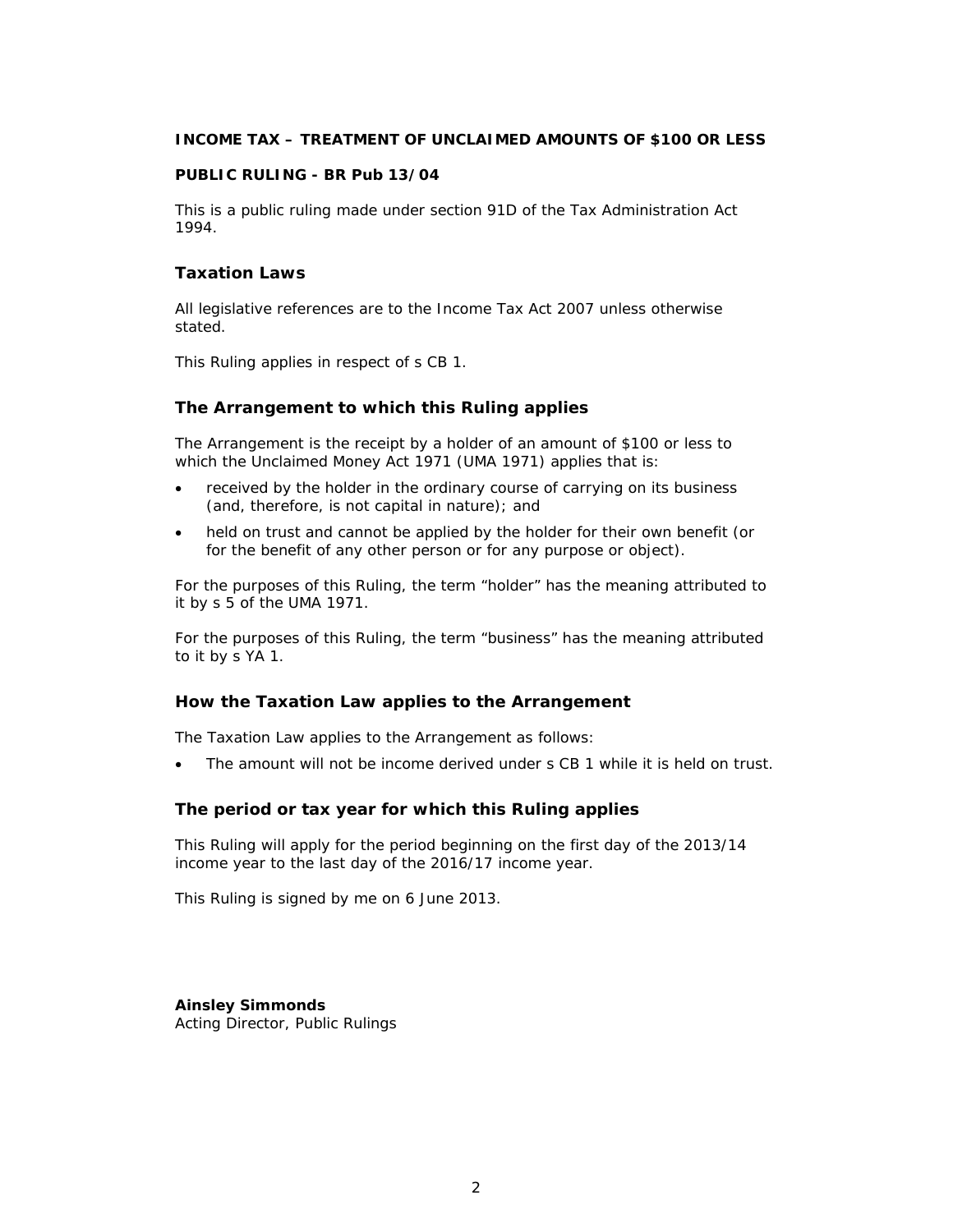**INCOME TAX – TREATMENT OF UNCLAIMED AMOUNTS OF $100 OR LESS**

**PUBLIC RULING - BR Pub 13/04**

This is a public ruling made under section 91D of the Tax Administration Act 1994.

## Taxation Laws

All legislative references are to the Income Tax Act 2007 unless otherwise stated.

This Ruling applies in respect of s CB 1.

## The Arrangement to which this Ruling applies

The Arrangement is the receipt by a holder of an amount of $100 or less to which the Unclaimed Money Act 1971 (UMA 1971) applies that is:

- received by the holder in the ordinary course of carrying on its business (and, therefore, is not capital in nature); and
- held on trust and cannot be applied by the holder for their own benefit (or for the benefit of any other person or for any purpose or object).

For the purposes of this Ruling, the term "holder" has the meaning attributed to it by s 5 of the UMA 1971.

For the purposes of this Ruling, the term "business" has the meaning attributed to it by s YA 1.

## How the Taxation Law applies to the Arrangement

The Taxation Law applies to the Arrangement as follows:

- The amount will not be income derived under s CB 1 while it is held on trust.

## The period or tax year for which this Ruling applies

This Ruling will apply for the period beginning on the first day of the 2013/14 income year to the last day of the 2016/17 income year.

This Ruling is signed by me on 6 June 2013.

**Ainsley Simmonds**
Acting Director, Public Rulings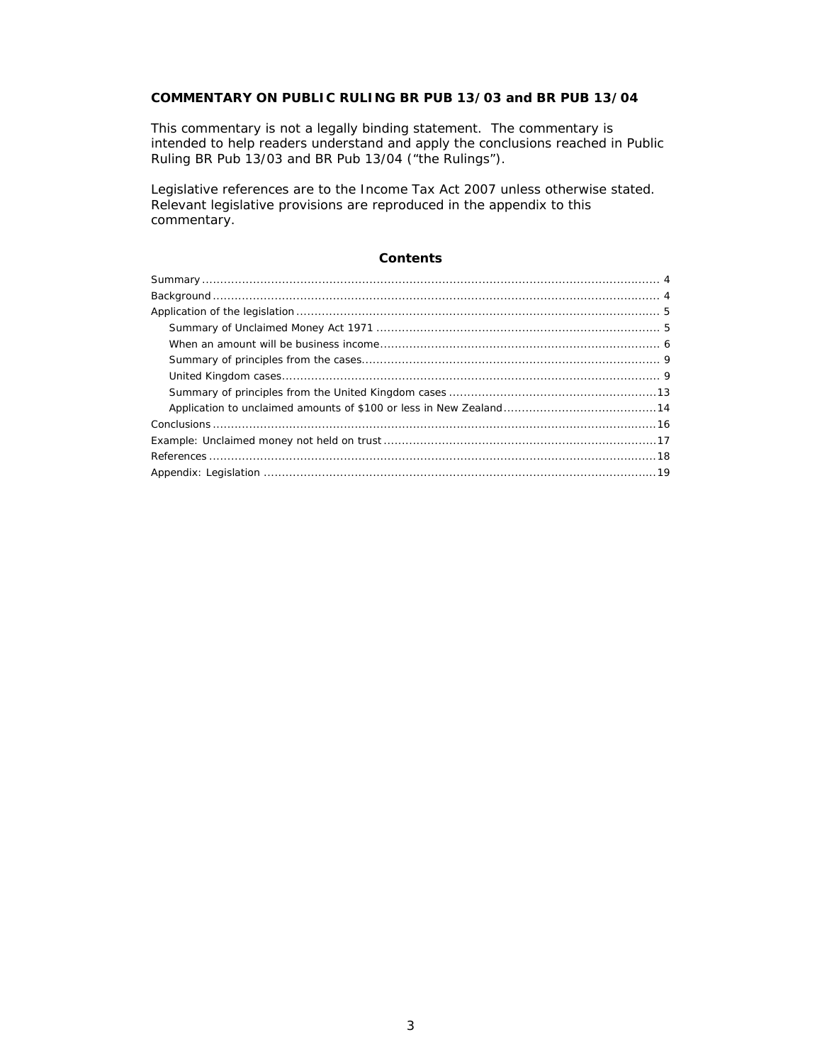**COMMENTARY ON PUBLIC RULING BR PUB 13/03 and BR PUB 13/04**

This commentary is not a legally binding statement. The commentary is intended to help readers understand and apply the conclusions reached in Public Ruling BR Pub 13/03 and BR Pub 13/04 ("the Rulings").

Legislative references are to the Income Tax Act 2007 unless otherwise stated. Relevant legislative provisions are reproduced in the appendix to this commentary.

## Contents

- Summary ..... 4
- Background ..... 4
- Application of the legislation ..... 5
  - Summary of Unclaimed Money Act 1971 ..... 5
  - When an amount will be business income ..... 6
  - Summary of principles from the cases ..... 9
  - United Kingdom cases ..... 9
  - Summary of principles from the United Kingdom cases ..... 13
  - Application to unclaimed amounts of $100 or less in New Zealand ..... 14
- Conclusions ..... 16
- Example: Unclaimed money not held on trust ..... 17
- References ..... 18
- Appendix: Legislation ..... 19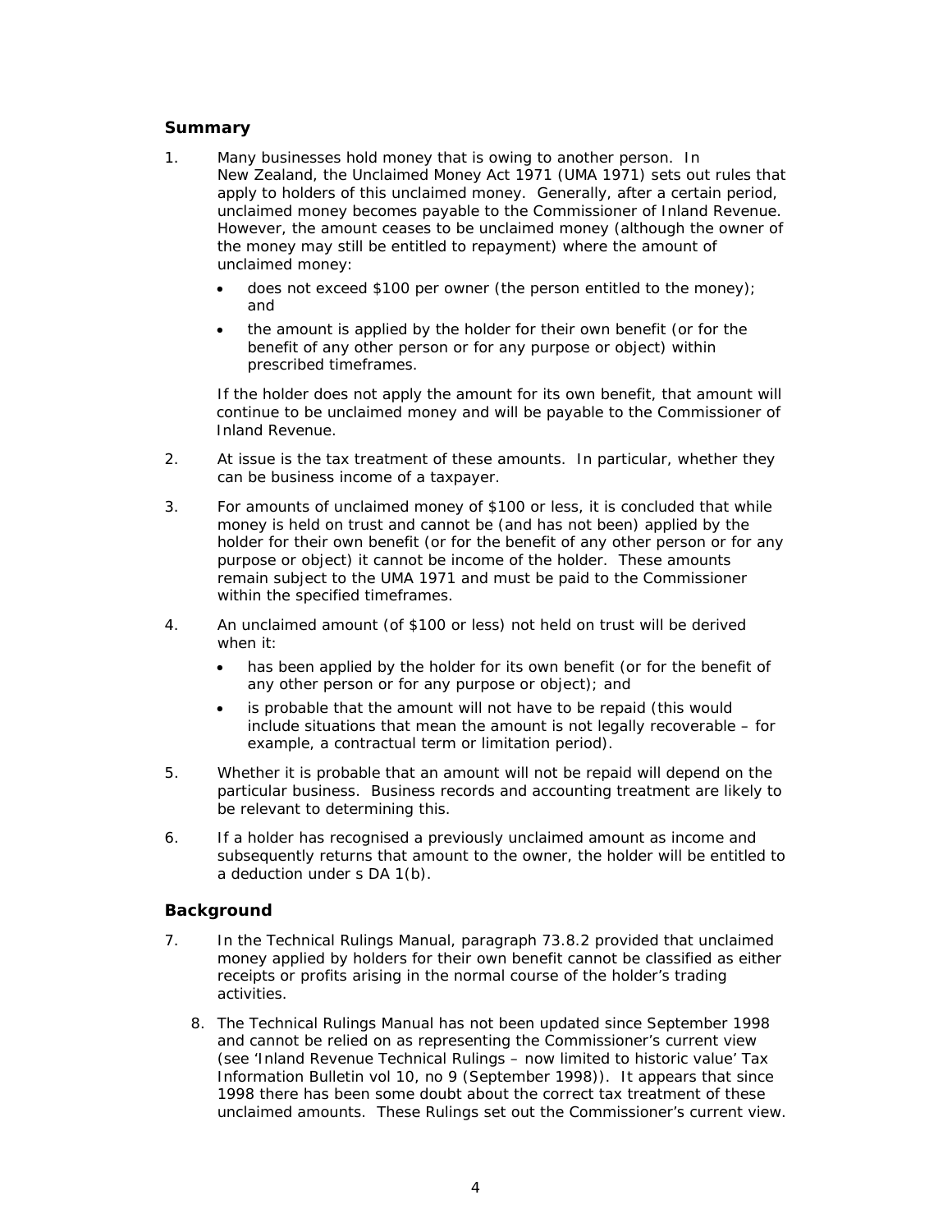## Summary

1. Many businesses hold money that is owing to another person. In New Zealand, the Unclaimed Money Act 1971 (UMA 1971) sets out rules that apply to holders of this unclaimed money. Generally, after a certain period, unclaimed money becomes payable to the Commissioner of Inland Revenue. However, the amount ceases to be unclaimed money (although the owner of the money may still be entitled to repayment) where the amount of unclaimed money:

   - does not exceed $100 per owner (the person entitled to the money); and
   - the amount is applied by the holder for their own benefit (or for the benefit of any other person or for any purpose or object) within prescribed timeframes.

   If the holder does not apply the amount for its own benefit, that amount will continue to be unclaimed money and will be payable to the Commissioner of Inland Revenue.

2. At issue is the tax treatment of these amounts. In particular, whether they can be business income of a taxpayer.

3. For amounts of unclaimed money of $100 or less, it is concluded that while money is held on trust and cannot be (and has not been) applied by the holder for their own benefit (or for the benefit of any other person or for any purpose or object) it cannot be income of the holder. These amounts remain subject to the UMA 1971 and must be paid to the Commissioner within the specified timeframes.

4. An unclaimed amount (of $100 or less) not held on trust will be derived when it:

   - has been applied by the holder for its own benefit (or for the benefit of any other person or for any purpose or object); and
   - is probable that the amount will not have to be repaid (this would include situations that mean the amount is not legally recoverable – for example, a contractual term or limitation period).

5. Whether it is probable that an amount will not be repaid will depend on the particular business. Business records and accounting treatment are likely to be relevant to determining this.

6. If a holder has recognised a previously unclaimed amount as income and subsequently returns that amount to the owner, the holder will be entitled to a deduction under s DA 1(b).

## Background

7. In the Technical Rulings Manual, paragraph 73.8.2 provided that unclaimed money applied by holders for their own benefit cannot be classified as either receipts or profits arising in the normal course of the holder's trading activities.

8. The Technical Rulings Manual has not been updated since September 1998 and cannot be relied on as representing the Commissioner's current view (see 'Inland Revenue Technical Rulings – now limited to historic value' Tax Information Bulletin vol 10, no 9 (September 1998)). It appears that since 1998 there has been some doubt about the correct tax treatment of these unclaimed amounts. These Rulings set out the Commissioner's current view.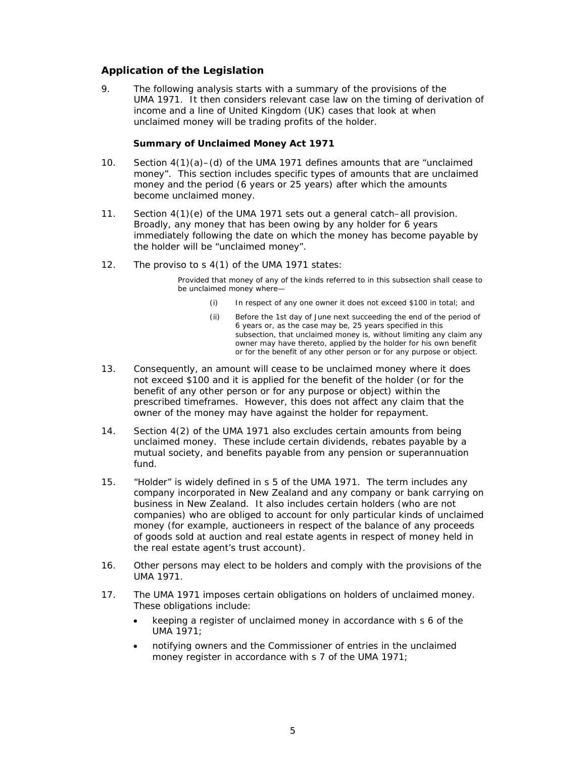## Application of the Legislation

9. The following analysis starts with a summary of the provisions of the UMA 1971. It then considers relevant case law on the timing of derivation of income and a line of United Kingdom (UK) cases that look at when unclaimed money will be trading profits of the holder.

### Summary of Unclaimed Money Act 1971

10. Section 4(1)(a)–(d) of the UMA 1971 defines amounts that are "unclaimed money". This section includes specific types of amounts that are unclaimed money and the period (6 years or 25 years) after which the amounts become unclaimed money.

11. Section 4(1)(e) of the UMA 1971 sets out a general catch–all provision. Broadly, any money that has been owing by any holder for 6 years immediately following the date on which the money has become payable by the holder will be "unclaimed money".

12. The proviso to s 4(1) of the UMA 1971 states:

> Provided that money of any of the kinds referred to in this subsection shall cease to be unclaimed money where—
>
> (i) In respect of any one owner it does not exceed $100 in total; and
>
> (ii) Before the 1st day of June next succeeding the end of the period of 6 years or, as the case may be, 25 years specified in this subsection, that unclaimed money is, without limiting any claim any owner may have thereto, applied by the holder for his own benefit or for the benefit of any other person or for any purpose or object.

13. Consequently, an amount will cease to be unclaimed money where it does not exceed $100 and it is applied for the benefit of the holder (or for the benefit of any other person or for any purpose or object) within the prescribed timeframes. However, this does not affect any claim that the owner of the money may have against the holder for repayment.

14. Section 4(2) of the UMA 1971 also excludes certain amounts from being unclaimed money. These include certain dividends, rebates payable by a mutual society, and benefits payable from any pension or superannuation fund.

15. "Holder" is widely defined in s 5 of the UMA 1971. The term includes any company incorporated in New Zealand and any company or bank carrying on business in New Zealand. It also includes certain holders (who are not companies) who are obliged to account for only particular kinds of unclaimed money (for example, auctioneers in respect of the balance of any proceeds of goods sold at auction and real estate agents in respect of money held in the real estate agent's trust account).

16. Other persons may elect to be holders and comply with the provisions of the UMA 1971.

17. The UMA 1971 imposes certain obligations on holders of unclaimed money. These obligations include:

- keeping a register of unclaimed money in accordance with s 6 of the UMA 1971;
- notifying owners and the Commissioner of entries in the unclaimed money register in accordance with s 7 of the UMA 1971;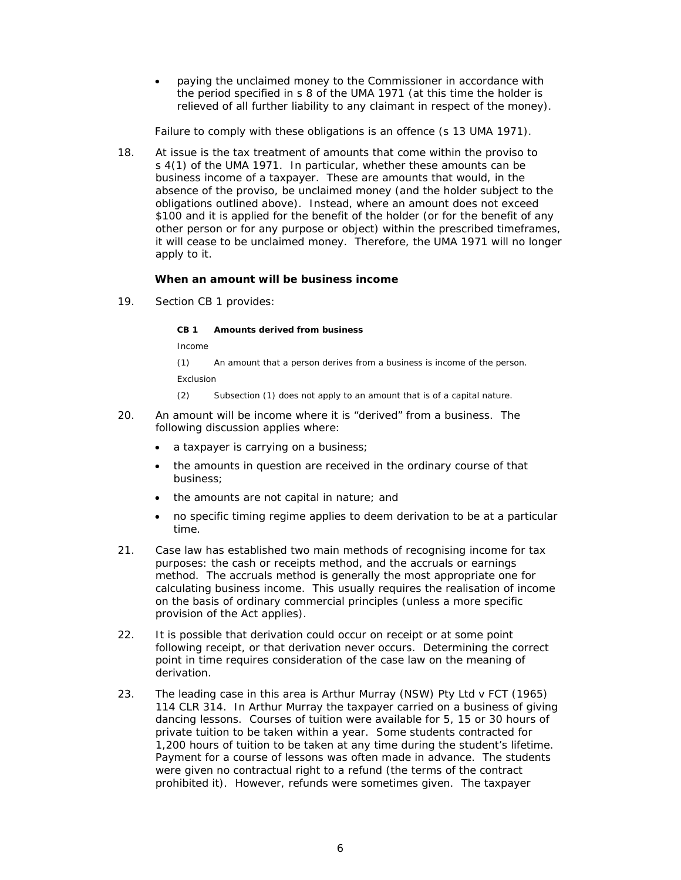- paying the unclaimed money to the Commissioner in accordance with the period specified in s 8 of the UMA 1971 (at this time the holder is relieved of all further liability to any claimant in respect of the money).

Failure to comply with these obligations is an offence (s 13 UMA 1971).

18. At issue is the tax treatment of amounts that come within the proviso to s 4(1) of the UMA 1971. In particular, whether these amounts can be business income of a taxpayer. These are amounts that would, in the absence of the proviso, be unclaimed money (and the holder subject to the obligations outlined above). Instead, where an amount does not exceed $100 and it is applied for the benefit of the holder (or for the benefit of any other person or for any purpose or object) within the prescribed timeframes, it will cease to be unclaimed money. Therefore, the UMA 1971 will no longer apply to it.

### When an amount will be business income

19. Section CB 1 provides:

> **CB 1 Amounts derived from business**
>
> Income
>
> (1) An amount that a person derives from a business is income of the person.
>
> Exclusion
>
> (2) Subsection (1) does not apply to an amount that is of a capital nature.

20. An amount will be income where it is "derived" from a business. The following discussion applies where:
    - a taxpayer is carrying on a business;
    - the amounts in question are received in the ordinary course of that business;
    - the amounts are not capital in nature; and
    - no specific timing regime applies to deem derivation to be at a particular time.

21. Case law has established two main methods of recognising income for tax purposes: the cash or receipts method, and the accruals or earnings method. The accruals method is generally the most appropriate one for calculating business income. This usually requires the realisation of income on the basis of ordinary commercial principles (unless a more specific provision of the Act applies).

22. It is possible that derivation could occur on receipt or at some point following receipt, or that derivation never occurs. Determining the correct point in time requires consideration of the case law on the meaning of derivation.

23. The leading case in this area is Arthur Murray (NSW) Pty Ltd v FCT (1965) 114 CLR 314. In Arthur Murray the taxpayer carried on a business of giving dancing lessons. Courses of tuition were available for 5, 15 or 30 hours of private tuition to be taken within a year. Some students contracted for 1,200 hours of tuition to be taken at any time during the student's lifetime. Payment for a course of lessons was often made in advance. The students were given no contractual right to a refund (the terms of the contract prohibited it). However, refunds were sometimes given. The taxpayer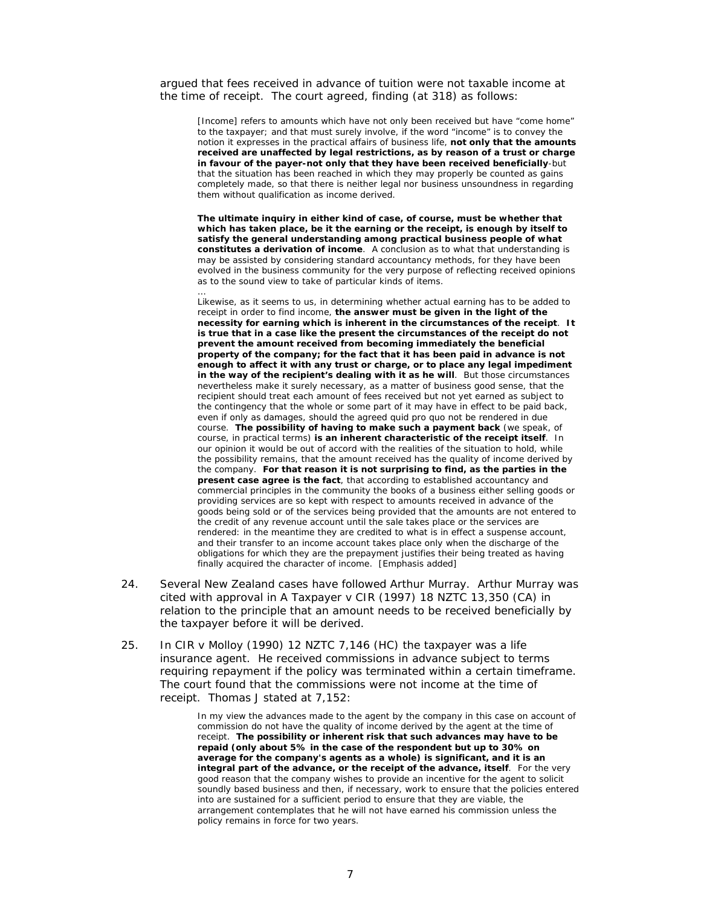argued that fees received in advance of tuition were not taxable income at the time of receipt. The court agreed, finding (at 318) as follows:

> [Income] refers to amounts which have not only been received but have "come home" to the taxpayer; and that must surely involve, if the word "income" is to convey the notion it expresses in the practical affairs of business life, **not only that the amounts received are unaffected by legal restrictions, as by reason of a trust or charge in favour of the payer-not only that they have been received beneficially**-but that the situation has been reached in which they may properly be counted as gains completely made, so that there is neither legal nor business unsoundness in regarding them without qualification as income derived.
>
> **The ultimate inquiry in either kind of case, of course, must be whether that which has taken place, be it the earning or the receipt, is enough by itself to satisfy the general understanding among practical business people of what constitutes a derivation of income**. A conclusion as to what that understanding is may be assisted by considering standard accountancy methods, for they have been evolved in the business community for the very purpose of reflecting received opinions as to the sound view to take of particular kinds of items.
>
> ...
>
> Likewise, as it seems to us, in determining whether actual earning has to be added to receipt in order to find income, **the answer must be given in the light of the necessity for earning which is inherent in the circumstances of the receipt**. **It is true that in a case like the present the circumstances of the receipt do not prevent the amount received from becoming immediately the beneficial property of the company; for the fact that it has been paid in advance is not enough to affect it with any trust or charge, or to place any legal impediment in the way of the recipient's dealing with it as he will**. But those circumstances nevertheless make it surely necessary, as a matter of business good sense, that the recipient should treat each amount of fees received but not yet earned as subject to the contingency that the whole or some part of it may have in effect to be paid back, even if only as damages, should the agreed quid pro quo not be rendered in due course. **The possibility of having to make such a payment back** (we speak, of course, in practical terms) **is an inherent characteristic of the receipt itself**. In our opinion it would be out of accord with the realities of the situation to hold, while the possibility remains, that the amount received has the quality of income derived by the company. **For that reason it is not surprising to find, as the parties in the present case agree is the fact**, that according to established accountancy and commercial principles in the community the books of a business either selling goods or providing services are so kept with respect to amounts received in advance of the goods being sold or of the services being provided that the amounts are not entered to the credit of any revenue account until the sale takes place or the services are rendered: in the meantime they are credited to what is in effect a suspense account, and their transfer to an income account takes place only when the discharge of the obligations for which they are the prepayment justifies their being treated as having finally acquired the character of income. [Emphasis added]

24. Several New Zealand cases have followed Arthur Murray. Arthur Murray was cited with approval in A Taxpayer v CIR (1997) 18 NZTC 13,350 (CA) in relation to the principle that an amount needs to be received beneficially by the taxpayer before it will be derived.

25. In CIR v Molloy (1990) 12 NZTC 7,146 (HC) the taxpayer was a life insurance agent. He received commissions in advance subject to terms requiring repayment if the policy was terminated within a certain timeframe. The court found that the commissions were not income at the time of receipt. Thomas J stated at 7,152:

> In my view the advances made to the agent by the company in this case on account of commission do not have the quality of income derived by the agent at the time of receipt. **The possibility or inherent risk that such advances may have to be repaid (only about 5% in the case of the respondent but up to 30% on average for the company's agents as a whole) is significant, and it is an integral part of the advance, or the receipt of the advance, itself**. For the very good reason that the company wishes to provide an incentive for the agent to solicit soundly based business and then, if necessary, work to ensure that the policies entered into are sustained for a sufficient period to ensure that they are viable, the arrangement contemplates that he will not have earned his commission unless the policy remains in force for two years.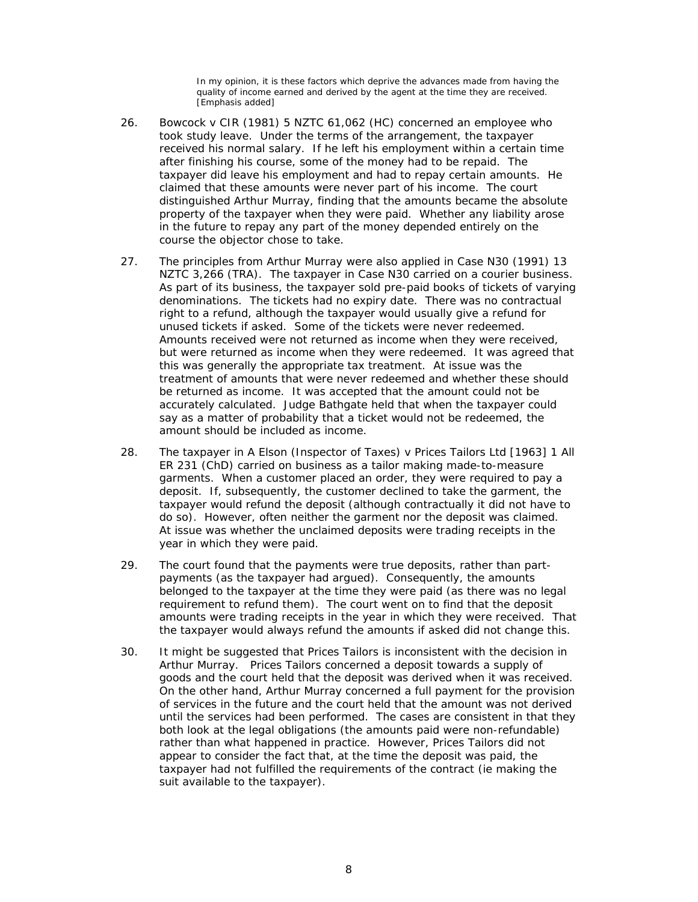> In my opinion, it is these factors which deprive the advances made from having the quality of income earned and derived by the agent at the time they are received. [Emphasis added]

26. Bowcock v CIR (1981) 5 NZTC 61,062 (HC) concerned an employee who took study leave. Under the terms of the arrangement, the taxpayer received his normal salary. If he left his employment within a certain time after finishing his course, some of the money had to be repaid. The taxpayer did leave his employment and had to repay certain amounts. He claimed that these amounts were never part of his income. The court distinguished Arthur Murray, finding that the amounts became the absolute property of the taxpayer when they were paid. Whether any liability arose in the future to repay any part of the money depended entirely on the course the objector chose to take.

27. The principles from Arthur Murray were also applied in Case N30 (1991) 13 NZTC 3,266 (TRA). The taxpayer in Case N30 carried on a courier business. As part of its business, the taxpayer sold pre-paid books of tickets of varying denominations. The tickets had no expiry date. There was no contractual right to a refund, although the taxpayer would usually give a refund for unused tickets if asked. Some of the tickets were never redeemed. Amounts received were not returned as income when they were received, but were returned as income when they were redeemed. It was agreed that this was generally the appropriate tax treatment. At issue was the treatment of amounts that were never redeemed and whether these should be returned as income. It was accepted that the amount could not be accurately calculated. Judge Bathgate held that when the taxpayer could say as a matter of probability that a ticket would not be redeemed, the amount should be included as income.

28. The taxpayer in A Elson (Inspector of Taxes) v Prices Tailors Ltd [1963] 1 All ER 231 (ChD) carried on business as a tailor making made-to-measure garments. When a customer placed an order, they were required to pay a deposit. If, subsequently, the customer declined to take the garment, the taxpayer would refund the deposit (although contractually it did not have to do so). However, often neither the garment nor the deposit was claimed. At issue was whether the unclaimed deposits were trading receipts in the year in which they were paid.

29. The court found that the payments were true deposits, rather than part-payments (as the taxpayer had argued). Consequently, the amounts belonged to the taxpayer at the time they were paid (as there was no legal requirement to refund them). The court went on to find that the deposit amounts were trading receipts in the year in which they were received. That the taxpayer would always refund the amounts if asked did not change this.

30. It might be suggested that Prices Tailors is inconsistent with the decision in Arthur Murray. Prices Tailors concerned a deposit towards a supply of goods and the court held that the deposit was derived when it was received. On the other hand, Arthur Murray concerned a full payment for the provision of services in the future and the court held that the amount was not derived until the services had been performed. The cases are consistent in that they both look at the legal obligations (the amounts paid were non-refundable) rather than what happened in practice. However, Prices Tailors did not appear to consider the fact that, at the time the deposit was paid, the taxpayer had not fulfilled the requirements of the contract (ie making the suit available to the taxpayer).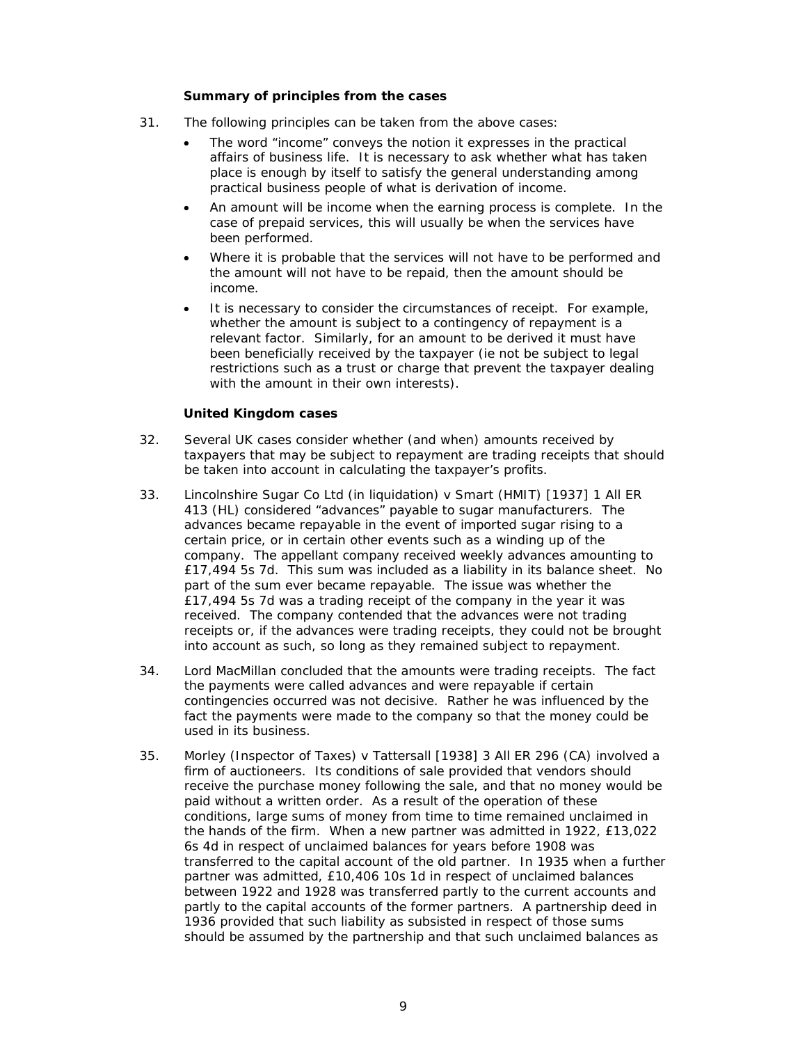### Summary of principles from the cases

31. The following principles can be taken from the above cases:

- The word "income" conveys the notion it expresses in the practical affairs of business life. It is necessary to ask whether what has taken place is enough by itself to satisfy the general understanding among practical business people of what is derivation of income.
- An amount will be income when the earning process is complete. In the case of prepaid services, this will usually be when the services have been performed.
- Where it is probable that the services will not have to be performed and the amount will not have to be repaid, then the amount should be income.
- It is necessary to consider the circumstances of receipt. For example, whether the amount is subject to a contingency of repayment is a relevant factor. Similarly, for an amount to be derived it must have been beneficially received by the taxpayer (ie not be subject to legal restrictions such as a trust or charge that prevent the taxpayer dealing with the amount in their own interests).

### United Kingdom cases

32. Several UK cases consider whether (and when) amounts received by taxpayers that may be subject to repayment are trading receipts that should be taken into account in calculating the taxpayer's profits.

33. Lincolnshire Sugar Co Ltd (in liquidation) v Smart (HMIT) [1937] 1 All ER 413 (HL) considered "advances" payable to sugar manufacturers. The advances became repayable in the event of imported sugar rising to a certain price, or in certain other events such as a winding up of the company. The appellant company received weekly advances amounting to £17,494 5s 7d. This sum was included as a liability in its balance sheet. No part of the sum ever became repayable. The issue was whether the £17,494 5s 7d was a trading receipt of the company in the year it was received. The company contended that the advances were not trading receipts or, if the advances were trading receipts, they could not be brought into account as such, so long as they remained subject to repayment.

34. Lord MacMillan concluded that the amounts were trading receipts. The fact the payments were called advances and were repayable if certain contingencies occurred was not decisive. Rather he was influenced by the fact the payments were made to the company so that the money could be used in its business.

35. Morley (Inspector of Taxes) v Tattersall [1938] 3 All ER 296 (CA) involved a firm of auctioneers. Its conditions of sale provided that vendors should receive the purchase money following the sale, and that no money would be paid without a written order. As a result of the operation of these conditions, large sums of money from time to time remained unclaimed in the hands of the firm. When a new partner was admitted in 1922, £13,022 6s 4d in respect of unclaimed balances for years before 1908 was transferred to the capital account of the old partner. In 1935 when a further partner was admitted, £10,406 10s 1d in respect of unclaimed balances between 1922 and 1928 was transferred partly to the current accounts and partly to the capital accounts of the former partners. A partnership deed in 1936 provided that such liability as subsisted in respect of those sums should be assumed by the partnership and that such unclaimed balances as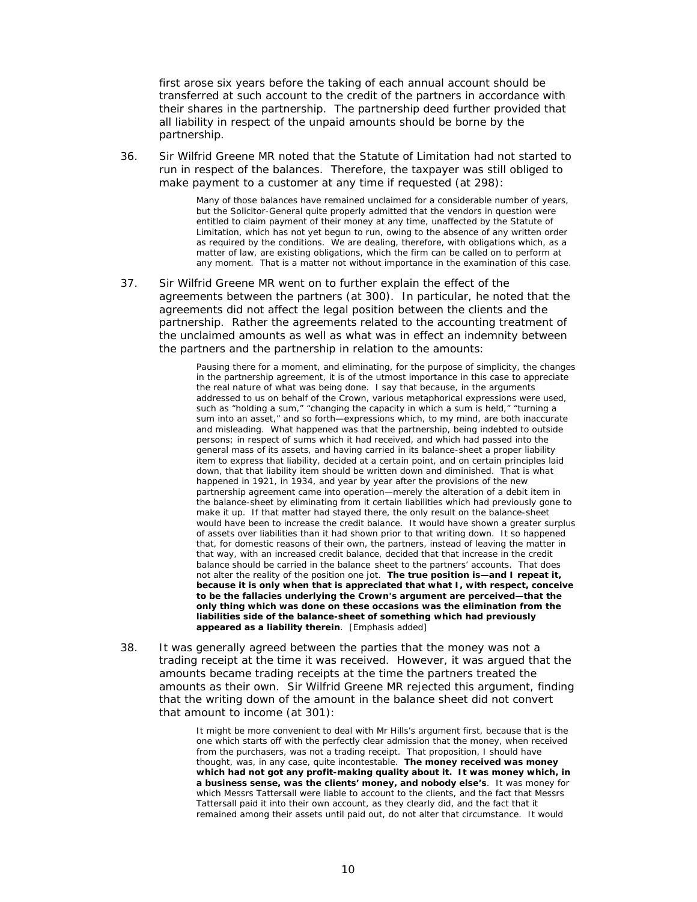first arose six years before the taking of each annual account should be transferred at such account to the credit of the partners in accordance with their shares in the partnership. The partnership deed further provided that all liability in respect of the unpaid amounts should be borne by the partnership.

36. Sir Wilfrid Greene MR noted that the Statute of Limitation had not started to run in respect of the balances. Therefore, the taxpayer was still obliged to make payment to a customer at any time if requested (at 298):

> Many of those balances have remained unclaimed for a considerable number of years, but the Solicitor-General quite properly admitted that the vendors in question were entitled to claim payment of their money at any time, unaffected by the Statute of Limitation, which has not yet begun to run, owing to the absence of any written order as required by the conditions. We are dealing, therefore, with obligations which, as a matter of law, are existing obligations, which the firm can be called on to perform at any moment. That is a matter not without importance in the examination of this case.

37. Sir Wilfrid Greene MR went on to further explain the effect of the agreements between the partners (at 300). In particular, he noted that the agreements did not affect the legal position between the clients and the partnership. Rather the agreements related to the accounting treatment of the unclaimed amounts as well as what was in effect an indemnity between the partners and the partnership in relation to the amounts:

> Pausing there for a moment, and eliminating, for the purpose of simplicity, the changes in the partnership agreement, it is of the utmost importance in this case to appreciate the real nature of what was being done. I say that because, in the arguments addressed to us on behalf of the Crown, various metaphorical expressions were used, such as "holding a sum," "changing the capacity in which a sum is held," "turning a sum into an asset," and so forth—expressions which, to my mind, are both inaccurate and misleading. What happened was that the partnership, being indebted to outside persons; in respect of sums which it had received, and which had passed into the general mass of its assets, and having carried in its balance-sheet a proper liability item to express that liability, decided at a certain point, and on certain principles laid down, that that liability item should be written down and diminished. That is what happened in 1921, in 1934, and year by year after the provisions of the new partnership agreement came into operation—merely the alteration of a debit item in the balance-sheet by eliminating from it certain liabilities which had previously gone to make it up. If that matter had stayed there, the only result on the balance-sheet would have been to increase the credit balance. It would have shown a greater surplus of assets over liabilities than it had shown prior to that writing down. It so happened that, for domestic reasons of their own, the partners, instead of leaving the matter in that way, with an increased credit balance, decided that that increase in the credit balance should be carried in the balance sheet to the partners' accounts. That does not alter the reality of the position one jot. **The true position is—and I repeat it, because it is only when that is appreciated that what I, with respect, conceive to be the fallacies underlying the Crown's argument are perceived—that the only thing which was done on these occasions was the elimination from the liabilities side of the balance-sheet of something which had previously appeared as a liability therein**. [Emphasis added]

38. It was generally agreed between the parties that the money was not a trading receipt at the time it was received. However, it was argued that the amounts became trading receipts at the time the partners treated the amounts as their own. Sir Wilfrid Greene MR rejected this argument, finding that the writing down of the amount in the balance sheet did not convert that amount to income (at 301):

> It might be more convenient to deal with Mr Hills's argument first, because that is the one which starts off with the perfectly clear admission that the money, when received from the purchasers, was not a trading receipt. That proposition, I should have thought, was, in any case, quite incontestable. **The money received was money which had not got any profit-making quality about it. It was money which, in a business sense, was the clients' money, and nobody else's**. It was money for which Messrs Tattersall were liable to account to the clients, and the fact that Messrs Tattersall paid it into their own account, as they clearly did, and the fact that it remained among their assets until paid out, do not alter that circumstance. It would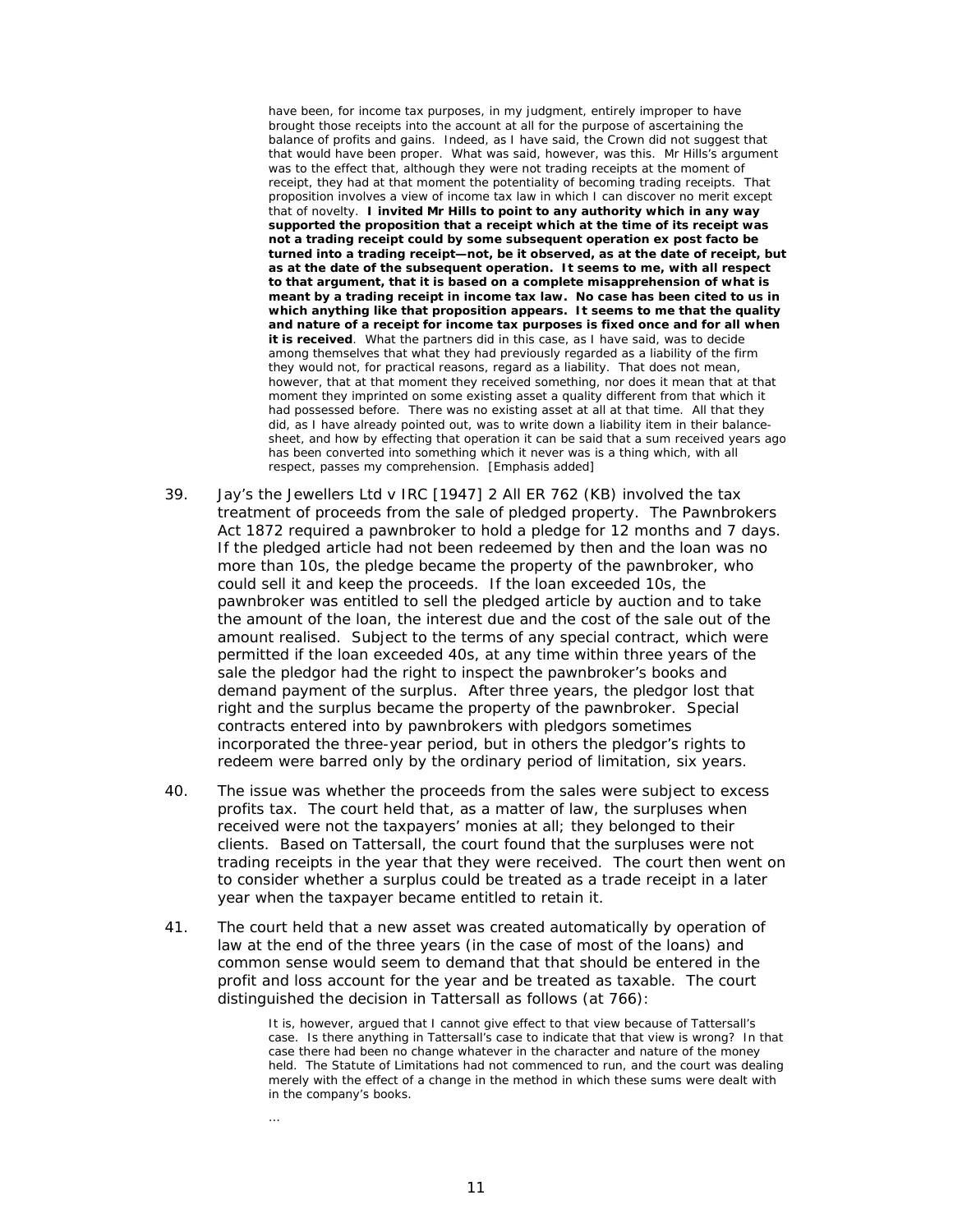> have been, for income tax purposes, in my judgment, entirely improper to have brought those receipts into the account at all for the purpose of ascertaining the balance of profits and gains. Indeed, as I have said, the Crown did not suggest that that would have been proper. What was said, however, was this. Mr Hills's argument was to the effect that, although they were not trading receipts at the moment of receipt, they had at that moment the potentiality of becoming trading receipts. That proposition involves a view of income tax law in which I can discover no merit except that of novelty. **I invited Mr Hills to point to any authority which in any way supported the proposition that a receipt which at the time of its receipt was not a trading receipt could by some subsequent operation ex post facto be turned into a trading receipt—not, be it observed, as at the date of receipt, but as at the date of the subsequent operation. It seems to me, with all respect to that argument, that it is based on a complete misapprehension of what is meant by a trading receipt in income tax law. No case has been cited to us in which anything like that proposition appears. It seems to me that the quality and nature of a receipt for income tax purposes is fixed once and for all when it is received**. What the partners did in this case, as I have said, was to decide among themselves that what they had previously regarded as a liability of the firm they would not, for practical reasons, regard as a liability. That does not mean, however, that at that moment they received something, nor does it mean that at that moment they imprinted on some existing asset a quality different from that which it had possessed before. There was no existing asset at all at that time. All that they did, as I have already pointed out, was to write down a liability item in their balance-sheet, and how by effecting that operation it can be said that a sum received years ago has been converted into something which it never was is a thing which, with all respect, passes my comprehension. [Emphasis added]

39. Jay's the Jewellers Ltd v IRC [1947] 2 All ER 762 (KB) involved the tax treatment of proceeds from the sale of pledged property. The Pawnbrokers Act 1872 required a pawnbroker to hold a pledge for 12 months and 7 days. If the pledged article had not been redeemed by then and the loan was no more than 10s, the pledge became the property of the pawnbroker, who could sell it and keep the proceeds. If the loan exceeded 10s, the pawnbroker was entitled to sell the pledged article by auction and to take the amount of the loan, the interest due and the cost of the sale out of the amount realised. Subject to the terms of any special contract, which were permitted if the loan exceeded 40s, at any time within three years of the sale the pledgor had the right to inspect the pawnbroker's books and demand payment of the surplus. After three years, the pledgor lost that right and the surplus became the property of the pawnbroker. Special contracts entered into by pawnbrokers with pledgors sometimes incorporated the three-year period, but in others the pledgor's rights to redeem were barred only by the ordinary period of limitation, six years.

40. The issue was whether the proceeds from the sales were subject to excess profits tax. The court held that, as a matter of law, the surpluses when received were not the taxpayers' monies at all; they belonged to their clients. Based on Tattersall, the court found that the surpluses were not trading receipts in the year that they were received. The court then went on to consider whether a surplus could be treated as a trade receipt in a later year when the taxpayer became entitled to retain it.

41. The court held that a new asset was created automatically by operation of law at the end of the three years (in the case of most of the loans) and common sense would seem to demand that that should be entered in the profit and loss account for the year and be treated as taxable. The court distinguished the decision in Tattersall as follows (at 766):

> It is, however, argued that I cannot give effect to that view because of Tattersall's case. Is there anything in Tattersall's case to indicate that that view is wrong? In that case there had been no change whatever in the character and nature of the money held. The Statute of Limitations had not commenced to run, and the court was dealing merely with the effect of a change in the method in which these sums were dealt with in the company's books.
>
> …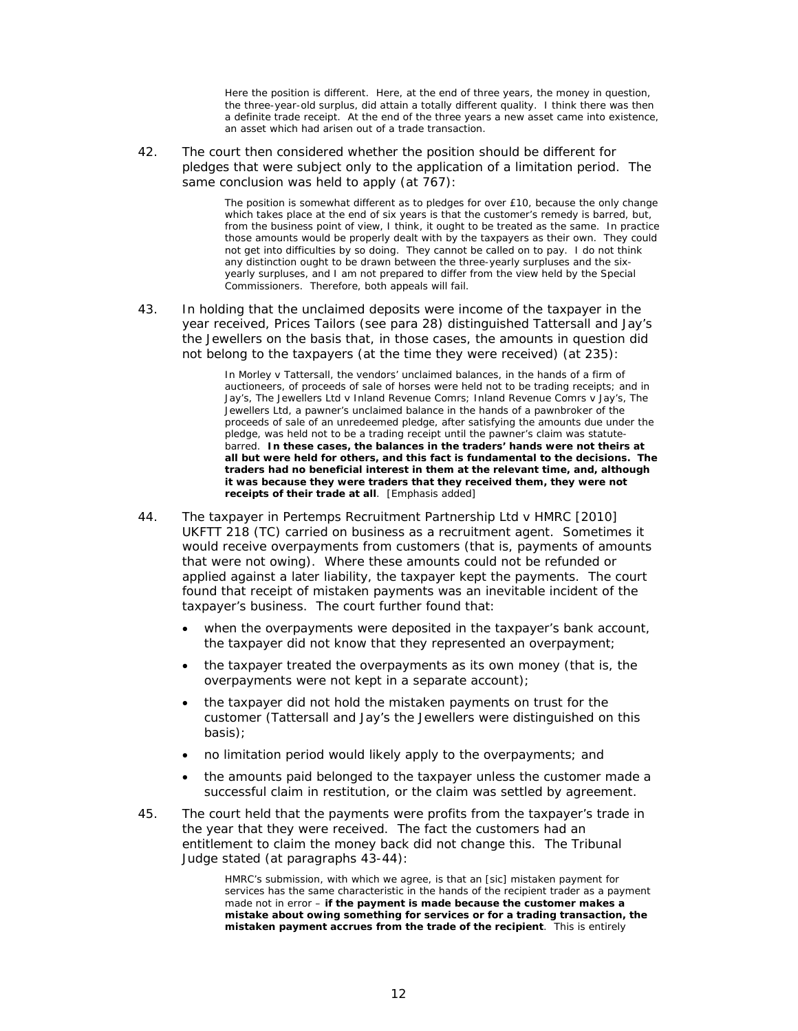> Here the position is different. Here, at the end of three years, the money in question, the three-year-old surplus, did attain a totally different quality. I think there was then a definite trade receipt. At the end of the three years a new asset came into existence, an asset which had arisen out of a trade transaction.

42. The court then considered whether the position should be different for pledges that were subject only to the application of a limitation period. The same conclusion was held to apply (at 767):

> The position is somewhat different as to pledges for over £10, because the only change which takes place at the end of six years is that the customer's remedy is barred, but, from the business point of view, I think, it ought to be treated as the same. In practice those amounts would be properly dealt with by the taxpayers as their own. They could not get into difficulties by so doing. They cannot be called on to pay. I do not think any distinction ought to be drawn between the three-yearly surpluses and the six-yearly surpluses, and I am not prepared to differ from the view held by the Special Commissioners. Therefore, both appeals will fail.

43. In holding that the unclaimed deposits were income of the taxpayer in the year received, Prices Tailors (see para 28) distinguished Tattersall and Jay's the Jewellers on the basis that, in those cases, the amounts in question did not belong to the taxpayers (at the time they were received) (at 235):

> In Morley v Tattersall, the vendors' unclaimed balances, in the hands of a firm of auctioneers, of proceeds of sale of horses were held not to be trading receipts; and in Jay's, The Jewellers Ltd v Inland Revenue Comrs; Inland Revenue Comrs v Jay's, The Jewellers Ltd, a pawner's unclaimed balance in the hands of a pawnbroker of the proceeds of sale of an unredeemed pledge, after satisfying the amounts due under the pledge, was held not to be a trading receipt until the pawner's claim was statute-barred. **In these cases, the balances in the traders' hands were not theirs at all but were held for others, and this fact is fundamental to the decisions. The traders had no beneficial interest in them at the relevant time, and, although it was because they were traders that they received them, they were not receipts of their trade at all**. [Emphasis added]

44. The taxpayer in Pertemps Recruitment Partnership Ltd v HMRC [2010] UKFTT 218 (TC) carried on business as a recruitment agent. Sometimes it would receive overpayments from customers (that is, payments of amounts that were not owing). Where these amounts could not be refunded or applied against a later liability, the taxpayer kept the payments. The court found that receipt of mistaken payments was an inevitable incident of the taxpayer's business. The court further found that:

- when the overpayments were deposited in the taxpayer's bank account, the taxpayer did not know that they represented an overpayment;
- the taxpayer treated the overpayments as its own money (that is, the overpayments were not kept in a separate account);
- the taxpayer did not hold the mistaken payments on trust for the customer (Tattersall and Jay's the Jewellers were distinguished on this basis);
- no limitation period would likely apply to the overpayments; and
- the amounts paid belonged to the taxpayer unless the customer made a successful claim in restitution, or the claim was settled by agreement.

45. The court held that the payments were profits from the taxpayer's trade in the year that they were received. The fact the customers had an entitlement to claim the money back did not change this. The Tribunal Judge stated (at paragraphs 43-44):

> HMRC's submission, with which we agree, is that an [sic] mistaken payment for services has the same characteristic in the hands of the recipient trader as a payment made not in error – **if the payment is made because the customer makes a mistake about owing something for services or for a trading transaction, the mistaken payment accrues from the trade of the recipient**. This is entirely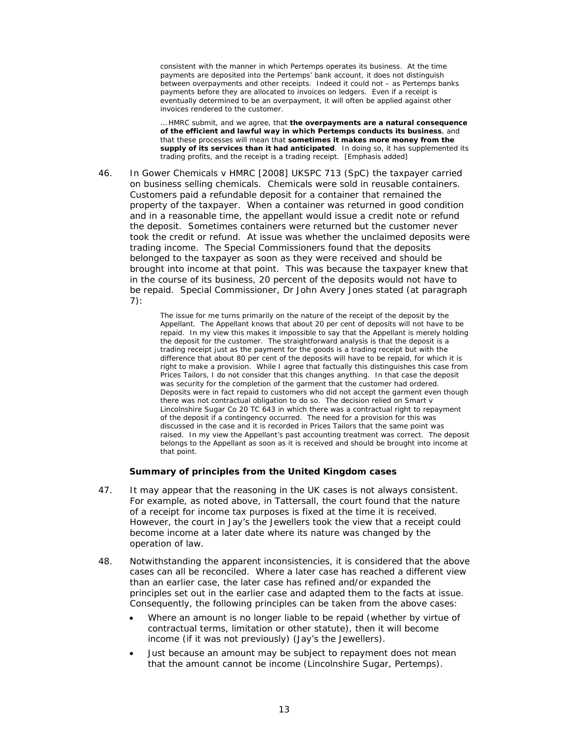> consistent with the manner in which Pertemps operates its business. At the time payments are deposited into the Pertemps' bank account, it does not distinguish between overpayments and other receipts. Indeed it could not – as Pertemps banks payments before they are allocated to invoices on ledgers. Even if a receipt is eventually determined to be an overpayment, it will often be applied against other invoices rendered to the customer.
>
> … HMRC submit, and we agree, that **the overpayments are a natural consequence of the efficient and lawful way in which Pertemps conducts its business**, and that these processes will mean that **sometimes it makes more money from the supply of its services than it had anticipated**. In doing so, it has supplemented its trading profits, and the receipt is a trading receipt. [Emphasis added]

46. In *Gower Chemicals v HMRC* [2008] UKSPC 713 (SpC) the taxpayer carried on business selling chemicals. Chemicals were sold in reusable containers. Customers paid a refundable deposit for a container that remained the property of the taxpayer. When a container was returned in good condition and in a reasonable time, the appellant would issue a credit note or refund the deposit. Sometimes containers were returned but the customer never took the credit or refund. At issue was whether the unclaimed deposits were trading income. The Special Commissioners found that the deposits belonged to the taxpayer as soon as they were received and should be brought into income at that point. This was because the taxpayer knew that in the course of its business, 20 percent of the deposits would not have to be repaid. Special Commissioner, Dr John Avery Jones stated (at paragraph 7):

> The issue for me turns primarily on the nature of the receipt of the deposit by the Appellant. The Appellant knows that about 20 per cent of deposits will not have to be repaid. In my view this makes it impossible to say that the Appellant is merely holding the deposit for the customer. The straightforward analysis is that the deposit is a trading receipt just as the payment for the goods is a trading receipt but with the difference that about 80 per cent of the deposits will have to be repaid, for which it is right to make a provision. While I agree that factually this distinguishes this case from Prices Tailors, I do not consider that this changes anything. In that case the deposit was security for the completion of the garment that the customer had ordered. Deposits were in fact repaid to customers who did not accept the garment even though there was not contractual obligation to do so. The decision relied on Smart v Lincolnshire Sugar Co 20 TC 643 in which there was a contractual right to repayment of the deposit if a contingency occurred. The need for a provision for this was discussed in the case and it is recorded in Prices Tailors that the same point was raised. In my view the Appellant's past accounting treatment was correct. The deposit belongs to the Appellant as soon as it is received and should be brought into income at that point.

### Summary of principles from the United Kingdom cases

47. It may appear that the reasoning in the UK cases is not always consistent. For example, as noted above, in *Tattersall*, the court found that the nature of a receipt for income tax purposes is fixed at the time it is received. However, the court in *Jay's the Jewellers* took the view that a receipt could become income at a later date where its nature was changed by the operation of law.

48. Notwithstanding the apparent inconsistencies, it is considered that the above cases can all be reconciled. Where a later case has reached a different view than an earlier case, the later case has refined and/or expanded the principles set out in the earlier case and adapted them to the facts at issue. Consequently, the following principles can be taken from the above cases:

- Where an amount is no longer liable to be repaid (whether by virtue of contractual terms, limitation or other statute), then it will become income (if it was not previously) (*Jay's the Jewellers*).
- Just because an amount may be subject to repayment does not mean that the amount cannot be income (*Lincolnshire Sugar*, *Pertemps*).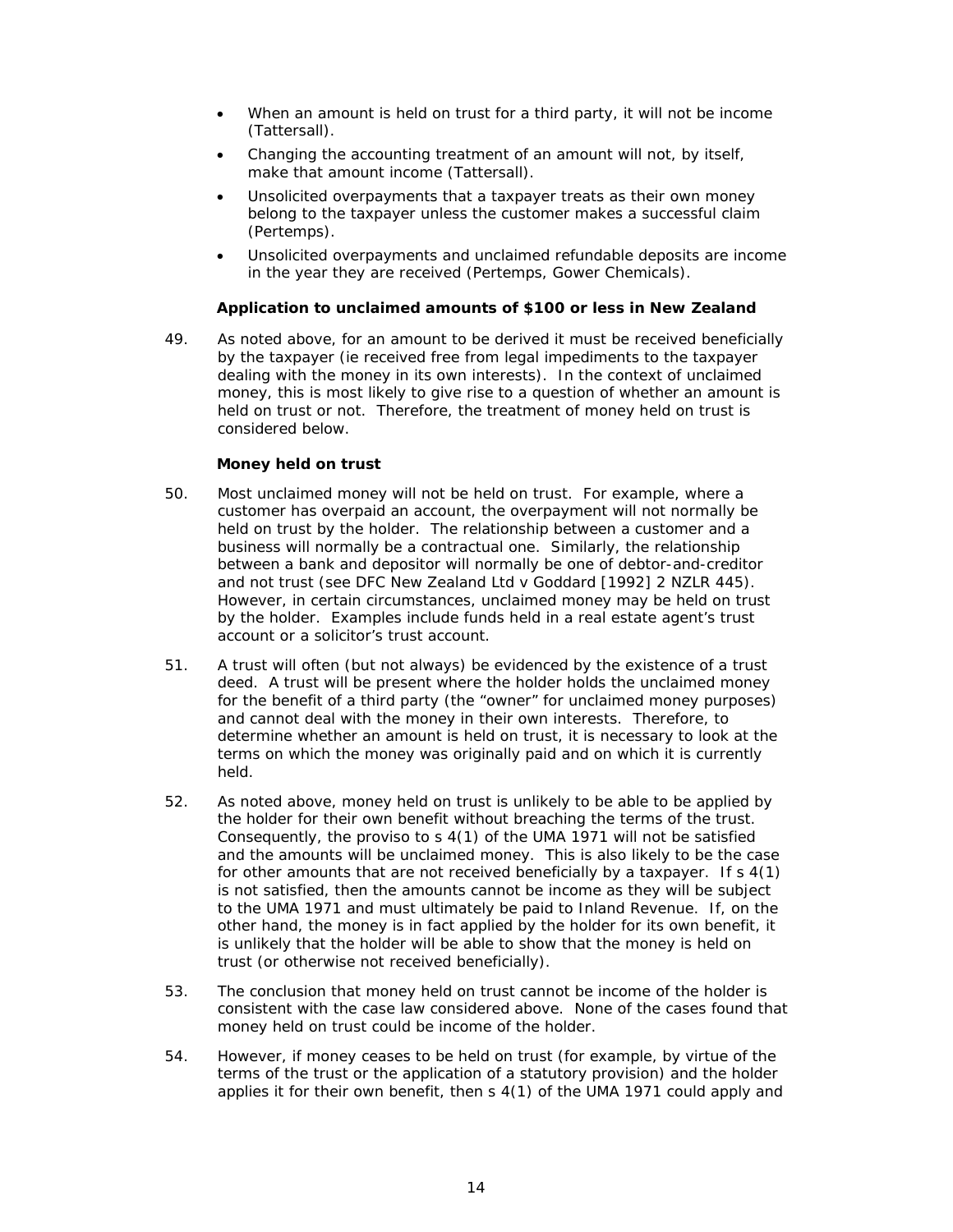- When an amount is held on trust for a third party, it will not be income (Tattersall).
- Changing the accounting treatment of an amount will not, by itself, make that amount income (Tattersall).
- Unsolicited overpayments that a taxpayer treats as their own money belong to the taxpayer unless the customer makes a successful claim (Pertemps).
- Unsolicited overpayments and unclaimed refundable deposits are income in the year they are received (Pertemps, Gower Chemicals).

**Application to unclaimed amounts of $100 or less in New Zealand**

49. As noted above, for an amount to be derived it must be received beneficially by the taxpayer (ie received free from legal impediments to the taxpayer dealing with the money in its own interests). In the context of unclaimed money, this is most likely to give rise to a question of whether an amount is held on trust or not. Therefore, the treatment of money held on trust is considered below.

**Money held on trust**

50. Most unclaimed money will not be held on trust. For example, where a customer has overpaid an account, the overpayment will not normally be held on trust by the holder. The relationship between a customer and a business will normally be a contractual one. Similarly, the relationship between a bank and depositor will normally be one of debtor-and-creditor and not trust (see DFC New Zealand Ltd v Goddard [1992] 2 NZLR 445). However, in certain circumstances, unclaimed money may be held on trust by the holder. Examples include funds held in a real estate agent's trust account or a solicitor's trust account.

51. A trust will often (but not always) be evidenced by the existence of a trust deed. A trust will be present where the holder holds the unclaimed money for the benefit of a third party (the "owner" for unclaimed money purposes) and cannot deal with the money in their own interests. Therefore, to determine whether an amount is held on trust, it is necessary to look at the terms on which the money was originally paid and on which it is currently held.

52. As noted above, money held on trust is unlikely to be able to be applied by the holder for their own benefit without breaching the terms of the trust. Consequently, the proviso to s 4(1) of the UMA 1971 will not be satisfied and the amounts will be unclaimed money. This is also likely to be the case for other amounts that are not received beneficially by a taxpayer. If s 4(1) is not satisfied, then the amounts cannot be income as they will be subject to the UMA 1971 and must ultimately be paid to Inland Revenue. If, on the other hand, the money is in fact applied by the holder for its own benefit, it is unlikely that the holder will be able to show that the money is held on trust (or otherwise not received beneficially).

53. The conclusion that money held on trust cannot be income of the holder is consistent with the case law considered above. None of the cases found that money held on trust could be income of the holder.

54. However, if money ceases to be held on trust (for example, by virtue of the terms of the trust or the application of a statutory provision) and the holder applies it for their own benefit, then s 4(1) of the UMA 1971 could apply and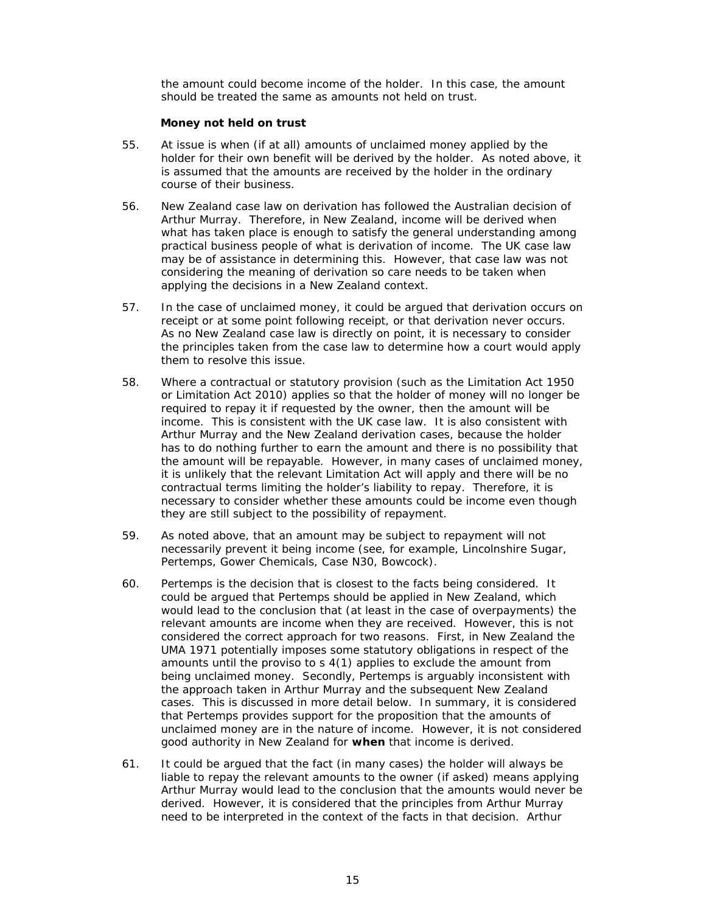the amount could become income of the holder. In this case, the amount should be treated the same as amounts not held on trust.

**Money not held on trust**

55. At issue is when (if at all) amounts of unclaimed money applied by the holder for their own benefit will be derived by the holder. As noted above, it is assumed that the amounts are received by the holder in the ordinary course of their business.

56. New Zealand case law on derivation has followed the Australian decision of Arthur Murray. Therefore, in New Zealand, income will be derived when what has taken place is enough to satisfy the general understanding among practical business people of what is derivation of income. The UK case law may be of assistance in determining this. However, that case law was not considering the meaning of derivation so care needs to be taken when applying the decisions in a New Zealand context.

57. In the case of unclaimed money, it could be argued that derivation occurs on receipt or at some point following receipt, or that derivation never occurs. As no New Zealand case law is directly on point, it is necessary to consider the principles taken from the case law to determine how a court would apply them to resolve this issue.

58. Where a contractual or statutory provision (such as the Limitation Act 1950 or Limitation Act 2010) applies so that the holder of money will no longer be required to repay it if requested by the owner, then the amount will be income. This is consistent with the UK case law. It is also consistent with Arthur Murray and the New Zealand derivation cases, because the holder has to do nothing further to earn the amount and there is no possibility that the amount will be repayable. However, in many cases of unclaimed money, it is unlikely that the relevant Limitation Act will apply and there will be no contractual terms limiting the holder's liability to repay. Therefore, it is necessary to consider whether these amounts could be income even though they are still subject to the possibility of repayment.

59. As noted above, that an amount may be subject to repayment will not necessarily prevent it being income (see, for example, Lincolnshire Sugar, Pertemps, Gower Chemicals, Case N30, Bowcock).

60. Pertemps is the decision that is closest to the facts being considered. It could be argued that Pertemps should be applied in New Zealand, which would lead to the conclusion that (at least in the case of overpayments) the relevant amounts are income when they are received. However, this is not considered the correct approach for two reasons. First, in New Zealand the UMA 1971 potentially imposes some statutory obligations in respect of the amounts until the proviso to s 4(1) applies to exclude the amount from being unclaimed money. Secondly, Pertemps is arguably inconsistent with the approach taken in Arthur Murray and the subsequent New Zealand cases. This is discussed in more detail below. In summary, it is considered that Pertemps provides support for the proposition that the amounts of unclaimed money are in the nature of income. However, it is not considered good authority in New Zealand for **when** that income is derived.

61. It could be argued that the fact (in many cases) the holder will always be liable to repay the relevant amounts to the owner (if asked) means applying Arthur Murray would lead to the conclusion that the amounts would never be derived. However, it is considered that the principles from Arthur Murray need to be interpreted in the context of the facts in that decision. Arthur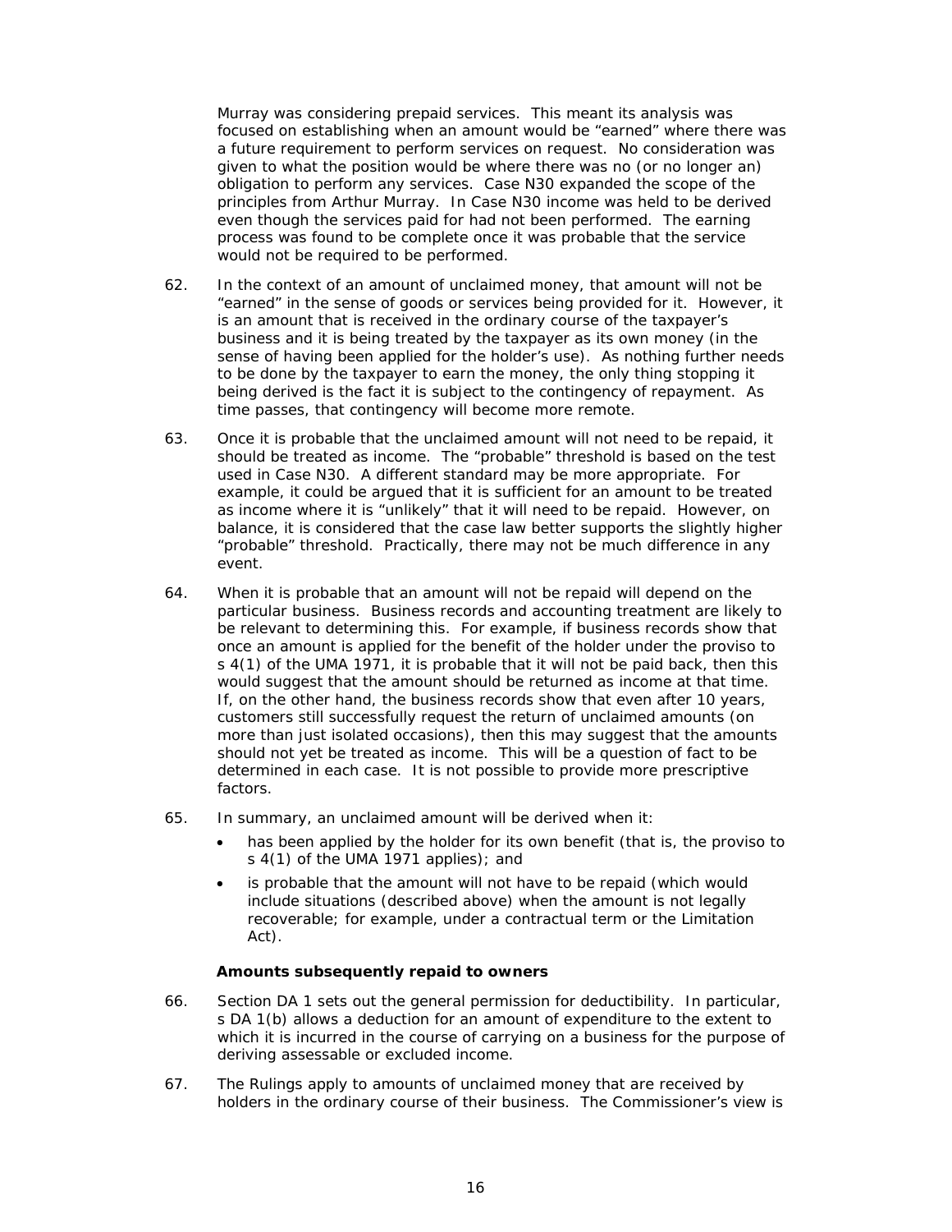Murray was considering prepaid services. This meant its analysis was focused on establishing when an amount would be "earned" where there was a future requirement to perform services on request. No consideration was given to what the position would be where there was no (or no longer an) obligation to perform any services. Case N30 expanded the scope of the principles from Arthur Murray. In Case N30 income was held to be derived even though the services paid for had not been performed. The earning process was found to be complete once it was probable that the service would not be required to be performed.

62. In the context of an amount of unclaimed money, that amount will not be "earned" in the sense of goods or services being provided for it. However, it is an amount that is received in the ordinary course of the taxpayer's business and it is being treated by the taxpayer as its own money (in the sense of having been applied for the holder's use). As nothing further needs to be done by the taxpayer to earn the money, the only thing stopping it being derived is the fact it is subject to the contingency of repayment. As time passes, that contingency will become more remote.

63. Once it is probable that the unclaimed amount will not need to be repaid, it should be treated as income. The "probable" threshold is based on the test used in Case N30. A different standard may be more appropriate. For example, it could be argued that it is sufficient for an amount to be treated as income where it is "unlikely" that it will need to be repaid. However, on balance, it is considered that the case law better supports the slightly higher "probable" threshold. Practically, there may not be much difference in any event.

64. When it is probable that an amount will not be repaid will depend on the particular business. Business records and accounting treatment are likely to be relevant to determining this. For example, if business records show that once an amount is applied for the benefit of the holder under the proviso to s 4(1) of the UMA 1971, it is probable that it will not be paid back, then this would suggest that the amount should be returned as income at that time. If, on the other hand, the business records show that even after 10 years, customers still successfully request the return of unclaimed amounts (on more than just isolated occasions), then this may suggest that the amounts should not yet be treated as income. This will be a question of fact to be determined in each case. It is not possible to provide more prescriptive factors.

65. In summary, an unclaimed amount will be derived when it:

- has been applied by the holder for its own benefit (that is, the proviso to s 4(1) of the UMA 1971 applies); and
- is probable that the amount will not have to be repaid (which would include situations (described above) when the amount is not legally recoverable; for example, under a contractual term or the Limitation Act).

**Amounts subsequently repaid to owners**

66. Section DA 1 sets out the general permission for deductibility. In particular, s DA 1(b) allows a deduction for an amount of expenditure to the extent to which it is incurred in the course of carrying on a business for the purpose of deriving assessable or excluded income.

67. The Rulings apply to amounts of unclaimed money that are received by holders in the ordinary course of their business. The Commissioner's view is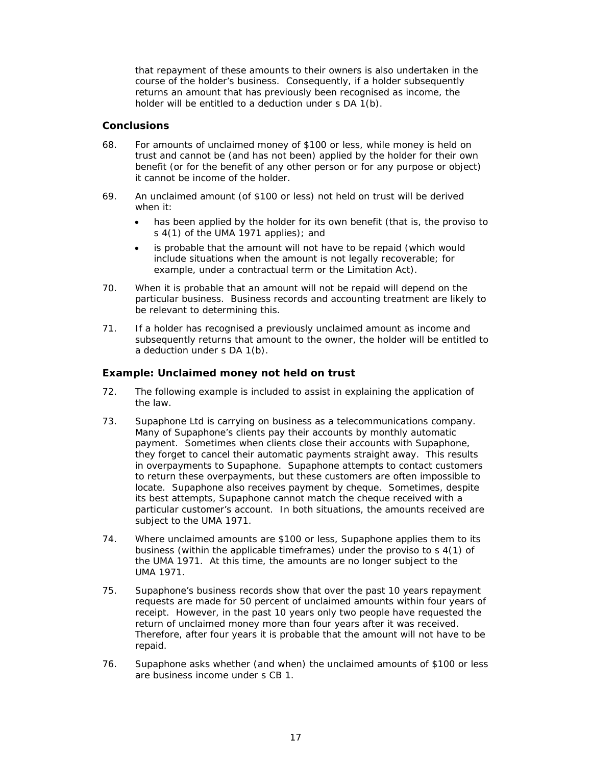that repayment of these amounts to their owners is also undertaken in the course of the holder's business. Consequently, if a holder subsequently returns an amount that has previously been recognised as income, the holder will be entitled to a deduction under s DA 1(b).

## Conclusions

68. For amounts of unclaimed money of $100 or less, while money is held on trust and cannot be (and has not been) applied by the holder for their own benefit (or for the benefit of any other person or for any purpose or object) it cannot be income of the holder.

69. An unclaimed amount (of $100 or less) not held on trust will be derived when it:

   - has been applied by the holder for its own benefit (that is, the proviso to s 4(1) of the UMA 1971 applies); and
   - is probable that the amount will not have to be repaid (which would include situations when the amount is not legally recoverable; for example, under a contractual term or the Limitation Act).

70. When it is probable that an amount will not be repaid will depend on the particular business. Business records and accounting treatment are likely to be relevant to determining this.

71. If a holder has recognised a previously unclaimed amount as income and subsequently returns that amount to the owner, the holder will be entitled to a deduction under s DA 1(b).

## Example: Unclaimed money not held on trust

72. The following example is included to assist in explaining the application of the law.

73. Supaphone Ltd is carrying on business as a telecommunications company. Many of Supaphone's clients pay their accounts by monthly automatic payment. Sometimes when clients close their accounts with Supaphone, they forget to cancel their automatic payments straight away. This results in overpayments to Supaphone. Supaphone attempts to contact customers to return these overpayments, but these customers are often impossible to locate. Supaphone also receives payment by cheque. Sometimes, despite its best attempts, Supaphone cannot match the cheque received with a particular customer's account. In both situations, the amounts received are subject to the UMA 1971.

74. Where unclaimed amounts are $100 or less, Supaphone applies them to its business (within the applicable timeframes) under the proviso to s 4(1) of the UMA 1971. At this time, the amounts are no longer subject to the UMA 1971.

75. Supaphone's business records show that over the past 10 years repayment requests are made for 50 percent of unclaimed amounts within four years of receipt. However, in the past 10 years only two people have requested the return of unclaimed money more than four years after it was received. Therefore, after four years it is probable that the amount will not have to be repaid.

76. Supaphone asks whether (and when) the unclaimed amounts of $100 or less are business income under s CB 1.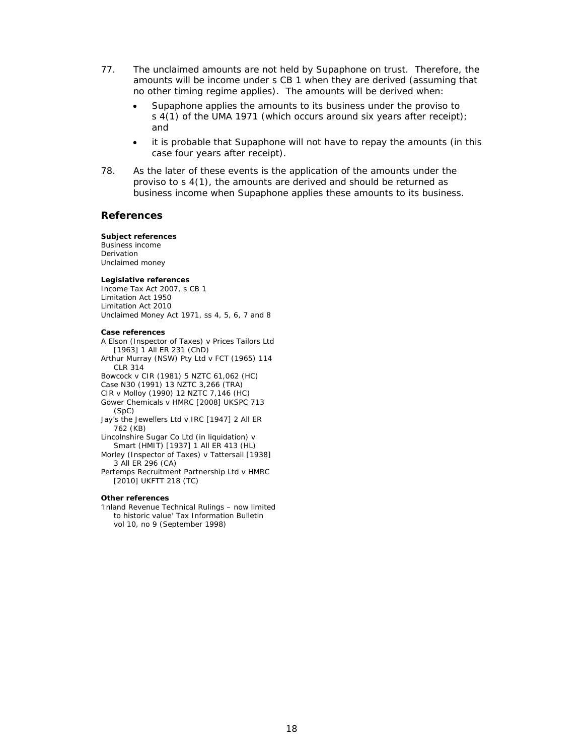77. The unclaimed amounts are not held by Supaphone on trust. Therefore, the amounts will be income under s CB 1 when they are derived (assuming that no other timing regime applies). The amounts will be derived when:

- Supaphone applies the amounts to its business under the proviso to s 4(1) of the UMA 1971 (which occurs around six years after receipt); and
- it is probable that Supaphone will not have to repay the amounts (in this case four years after receipt).

78. As the later of these events is the application of the amounts under the proviso to s 4(1), the amounts are derived and should be returned as business income when Supaphone applies these amounts to its business.

## References

**Subject references**

Business income
Derivation
Unclaimed money

**Legislative references**

Income Tax Act 2007, s CB 1
Limitation Act 1950
Limitation Act 2010
Unclaimed Money Act 1971, ss 4, 5, 6, 7 and 8

**Case references**

A Elson (Inspector of Taxes) v Prices Tailors Ltd [1963] 1 All ER 231 (ChD)
Arthur Murray (NSW) Pty Ltd v FCT (1965) 114 CLR 314
Bowcock v CIR (1981) 5 NZTC 61,062 (HC)
Case N30 (1991) 13 NZTC 3,266 (TRA)
CIR v Molloy (1990) 12 NZTC 7,146 (HC)
Gower Chemicals v HMRC [2008] UKSPC 713 (SpC)
Jay's the Jewellers Ltd v IRC [1947] 2 All ER 762 (KB)
Lincolnshire Sugar Co Ltd (in liquidation) v Smart (HMIT) [1937] 1 All ER 413 (HL)
Morley (Inspector of Taxes) v Tattersall [1938] 3 All ER 296 (CA)
Pertemps Recruitment Partnership Ltd v HMRC [2010] UKFTT 218 (TC)

**Other references**

'Inland Revenue Technical Rulings – now limited to historic value' Tax Information Bulletin vol 10, no 9 (September 1998)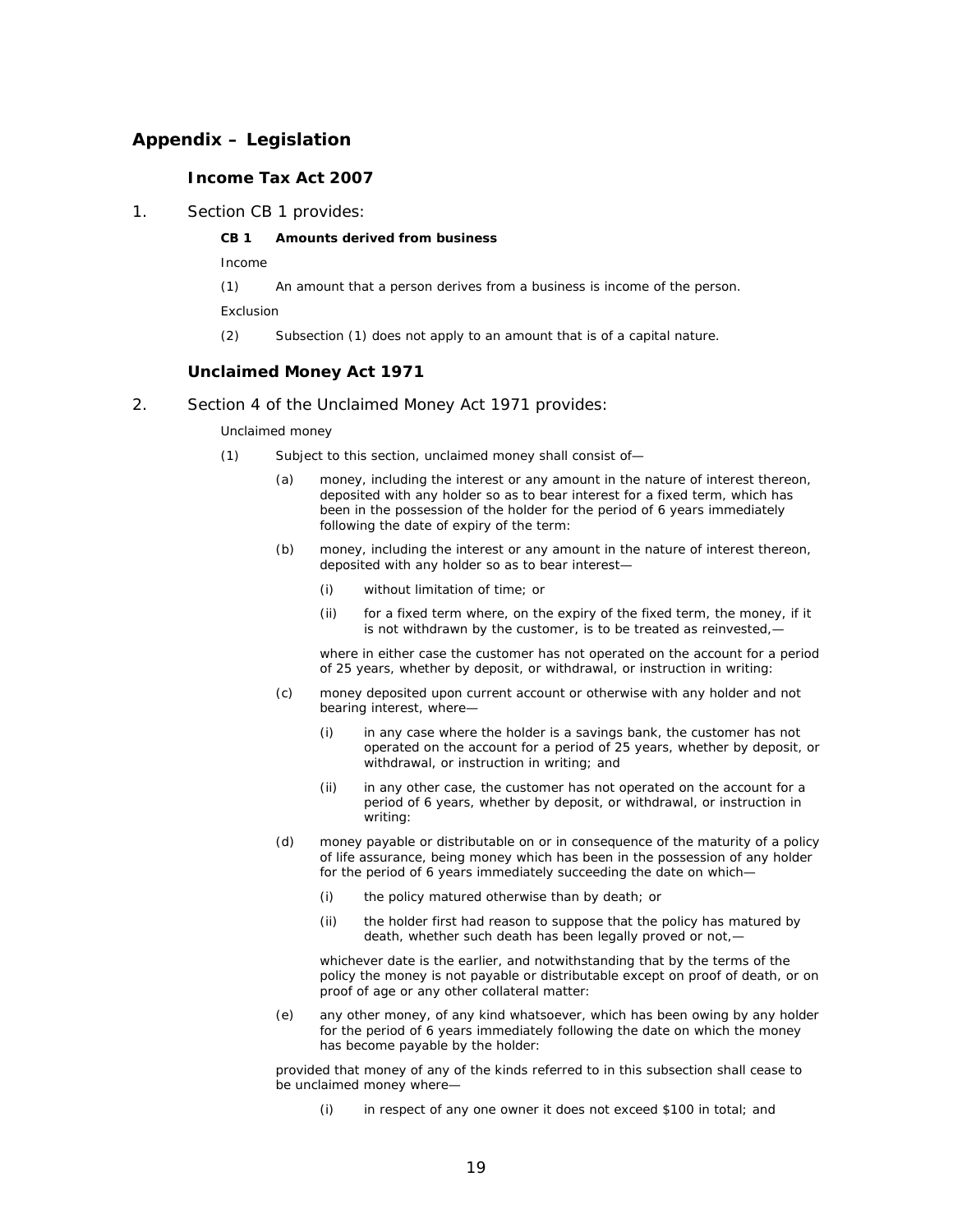## Appendix – Legislation

### Income Tax Act 2007

1. Section CB 1 provides:

**CB 1 Amounts derived from business**

Income

(1) An amount that a person derives from a business is income of the person.

Exclusion

(2) Subsection (1) does not apply to an amount that is of a capital nature.

### Unclaimed Money Act 1971

2. Section 4 of the Unclaimed Money Act 1971 provides:

Unclaimed money

(1) Subject to this section, unclaimed money shall consist of—

(a) money, including the interest or any amount in the nature of interest thereon, deposited with any holder so as to bear interest for a fixed term, which has been in the possession of the holder for the period of 6 years immediately following the date of expiry of the term:

(b) money, including the interest or any amount in the nature of interest thereon, deposited with any holder so as to bear interest—

(i) without limitation of time; or

(ii) for a fixed term where, on the expiry of the fixed term, the money, if it is not withdrawn by the customer, is to be treated as reinvested,—

where in either case the customer has not operated on the account for a period of 25 years, whether by deposit, or withdrawal, or instruction in writing:

(c) money deposited upon current account or otherwise with any holder and not bearing interest, where—

(i) in any case where the holder is a savings bank, the customer has not operated on the account for a period of 25 years, whether by deposit, or withdrawal, or instruction in writing; and

(ii) in any other case, the customer has not operated on the account for a period of 6 years, whether by deposit, or withdrawal, or instruction in writing:

(d) money payable or distributable on or in consequence of the maturity of a policy of life assurance, being money which has been in the possession of any holder for the period of 6 years immediately succeeding the date on which—

(i) the policy matured otherwise than by death; or

(ii) the holder first had reason to suppose that the policy has matured by death, whether such death has been legally proved or not,—

whichever date is the earlier, and notwithstanding that by the terms of the policy the money is not payable or distributable except on proof of death, or on proof of age or any other collateral matter:

(e) any other money, of any kind whatsoever, which has been owing by any holder for the period of 6 years immediately following the date on which the money has become payable by the holder:

provided that money of any of the kinds referred to in this subsection shall cease to be unclaimed money where—

(i) in respect of any one owner it does not exceed $100 in total; and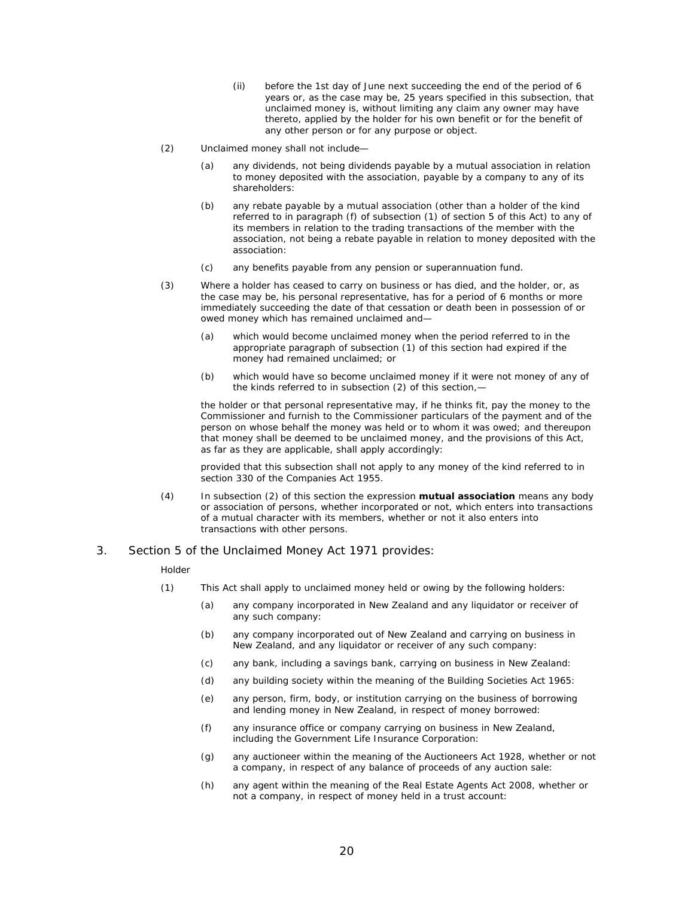(ii) before the 1st day of June next succeeding the end of the period of 6 years or, as the case may be, 25 years specified in this subsection, that unclaimed money is, without limiting any claim any owner may have thereto, applied by the holder for his own benefit or for the benefit of any other person or for any purpose or object.

(2) Unclaimed money shall not include—

(a) any dividends, not being dividends payable by a mutual association in relation to money deposited with the association, payable by a company to any of its shareholders:

(b) any rebate payable by a mutual association (other than a holder of the kind referred to in paragraph (f) of subsection (1) of section 5 of this Act) to any of its members in relation to the trading transactions of the member with the association, not being a rebate payable in relation to money deposited with the association:

(c) any benefits payable from any pension or superannuation fund.

(3) Where a holder has ceased to carry on business or has died, and the holder, or, as the case may be, his personal representative, has for a period of 6 months or more immediately succeeding the date of that cessation or death been in possession of or owed money which has remained unclaimed and—

(a) which would become unclaimed money when the period referred to in the appropriate paragraph of subsection (1) of this section had expired if the money had remained unclaimed; or

(b) which would have so become unclaimed money if it were not money of any of the kinds referred to in subsection (2) of this section,—

the holder or that personal representative may, if he thinks fit, pay the money to the Commissioner and furnish to the Commissioner particulars of the payment and of the person on whose behalf the money was held or to whom it was owed; and thereupon that money shall be deemed to be unclaimed money, and the provisions of this Act, as far as they are applicable, shall apply accordingly:

provided that this subsection shall not apply to any money of the kind referred to in section 330 of the Companies Act 1955.

(4) In subsection (2) of this section the expression **mutual association** means any body or association of persons, whether incorporated or not, which enters into transactions of a mutual character with its members, whether or not it also enters into transactions with other persons.

3. Section 5 of the Unclaimed Money Act 1971 provides:

Holder

(1) This Act shall apply to unclaimed money held or owing by the following holders:

(a) any company incorporated in New Zealand and any liquidator or receiver of any such company:

(b) any company incorporated out of New Zealand and carrying on business in New Zealand, and any liquidator or receiver of any such company:

(c) any bank, including a savings bank, carrying on business in New Zealand:

(d) any building society within the meaning of the Building Societies Act 1965:

(e) any person, firm, body, or institution carrying on the business of borrowing and lending money in New Zealand, in respect of money borrowed:

(f) any insurance office or company carrying on business in New Zealand, including the Government Life Insurance Corporation:

(g) any auctioneer within the meaning of the Auctioneers Act 1928, whether or not a company, in respect of any balance of proceeds of any auction sale:

(h) any agent within the meaning of the Real Estate Agents Act 2008, whether or not a company, in respect of money held in a trust account: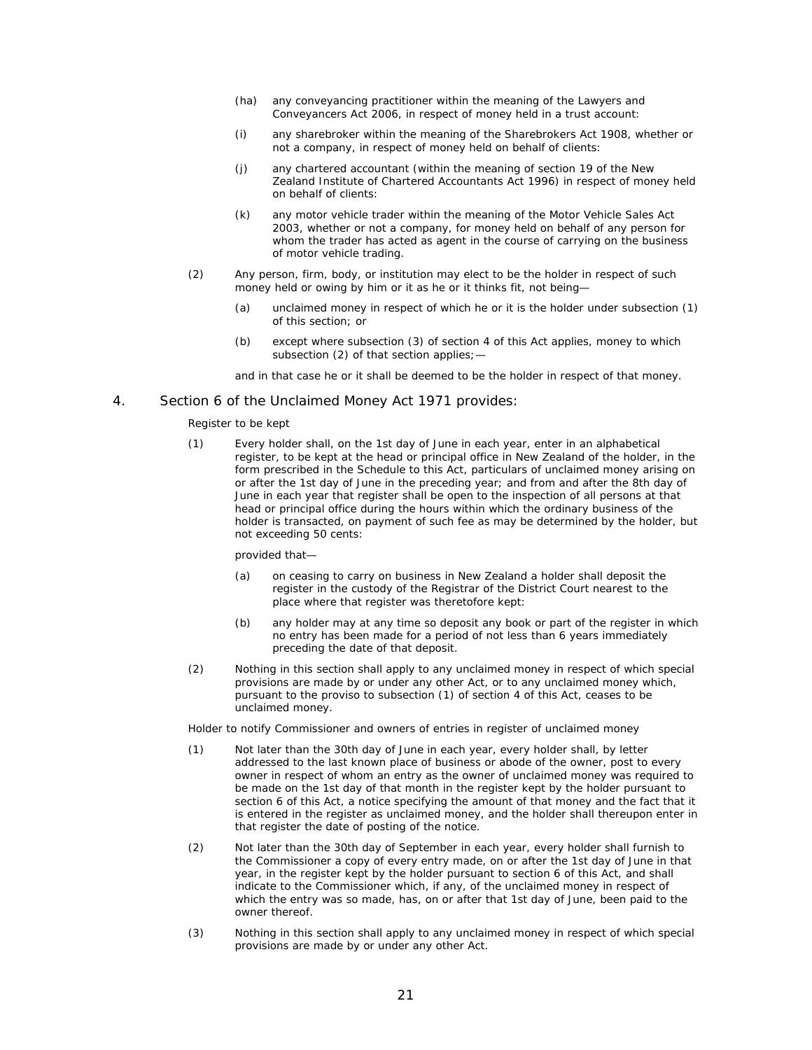(ha) any conveyancing practitioner within the meaning of the Lawyers and Conveyancers Act 2006, in respect of money held in a trust account:

(i) any sharebroker within the meaning of the Sharebrokers Act 1908, whether or not a company, in respect of money held on behalf of clients:

(j) any chartered accountant (within the meaning of section 19 of the New Zealand Institute of Chartered Accountants Act 1996) in respect of money held on behalf of clients:

(k) any motor vehicle trader within the meaning of the Motor Vehicle Sales Act 2003, whether or not a company, for money held on behalf of any person for whom the trader has acted as agent in the course of carrying on the business of motor vehicle trading.

(2) Any person, firm, body, or institution may elect to be the holder in respect of such money held or owing by him or it as he or it thinks fit, not being—

(a) unclaimed money in respect of which he or it is the holder under subsection (1) of this section; or

(b) except where subsection (3) of section 4 of this Act applies, money to which subsection (2) of that section applies;—

and in that case he or it shall be deemed to be the holder in respect of that money.

4. Section 6 of the Unclaimed Money Act 1971 provides:

Register to be kept

(1) Every holder shall, on the 1st day of June in each year, enter in an alphabetical register, to be kept at the head or principal office in New Zealand of the holder, in the form prescribed in the Schedule to this Act, particulars of unclaimed money arising on or after the 1st day of June in the preceding year; and from and after the 8th day of June in each year that register shall be open to the inspection of all persons at that head or principal office during the hours within which the ordinary business of the holder is transacted, on payment of such fee as may be determined by the holder, but not exceeding 50 cents:

provided that—

(a) on ceasing to carry on business in New Zealand a holder shall deposit the register in the custody of the Registrar of the District Court nearest to the place where that register was theretofore kept:

(b) any holder may at any time so deposit any book or part of the register in which no entry has been made for a period of not less than 6 years immediately preceding the date of that deposit.

(2) Nothing in this section shall apply to any unclaimed money in respect of which special provisions are made by or under any other Act, or to any unclaimed money which, pursuant to the proviso to subsection (1) of section 4 of this Act, ceases to be unclaimed money.

Holder to notify Commissioner and owners of entries in register of unclaimed money

(1) Not later than the 30th day of June in each year, every holder shall, by letter addressed to the last known place of business or abode of the owner, post to every owner in respect of whom an entry as the owner of unclaimed money was required to be made on the 1st day of that month in the register kept by the holder pursuant to section 6 of this Act, a notice specifying the amount of that money and the fact that it is entered in the register as unclaimed money, and the holder shall thereupon enter in that register the date of posting of the notice.

(2) Not later than the 30th day of September in each year, every holder shall furnish to the Commissioner a copy of every entry made, on or after the 1st day of June in that year, in the register kept by the holder pursuant to section 6 of this Act, and shall indicate to the Commissioner which, if any, of the unclaimed money in respect of which the entry was so made, has, on or after that 1st day of June, been paid to the owner thereof.

(3) Nothing in this section shall apply to any unclaimed money in respect of which special provisions are made by or under any other Act.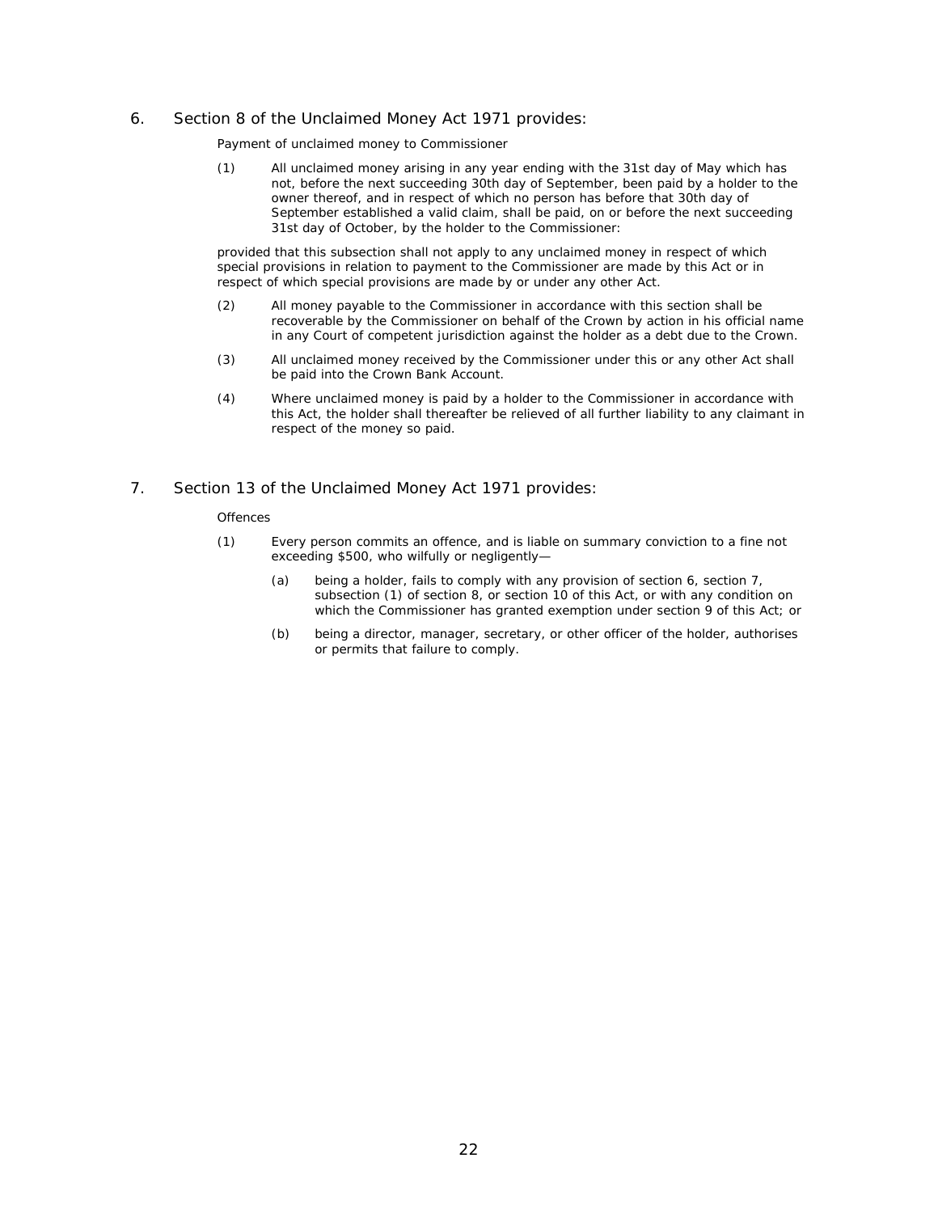6. Section 8 of the Unclaimed Money Act 1971 provides:

Payment of unclaimed money to Commissioner

(1) All unclaimed money arising in any year ending with the 31st day of May which has not, before the next succeeding 30th day of September, been paid by a holder to the owner thereof, and in respect of which no person has before that 30th day of September established a valid claim, shall be paid, on or before the next succeeding 31st day of October, by the holder to the Commissioner:

provided that this subsection shall not apply to any unclaimed money in respect of which special provisions in relation to payment to the Commissioner are made by this Act or in respect of which special provisions are made by or under any other Act.

(2) All money payable to the Commissioner in accordance with this section shall be recoverable by the Commissioner on behalf of the Crown by action in his official name in any Court of competent jurisdiction against the holder as a debt due to the Crown.

(3) All unclaimed money received by the Commissioner under this or any other Act shall be paid into the Crown Bank Account.

(4) Where unclaimed money is paid by a holder to the Commissioner in accordance with this Act, the holder shall thereafter be relieved of all further liability to any claimant in respect of the money so paid.

7. Section 13 of the Unclaimed Money Act 1971 provides:

Offences

(1) Every person commits an offence, and is liable on summary conviction to a fine not exceeding $500, who wilfully or negligently—

(a) being a holder, fails to comply with any provision of section 6, section 7, subsection (1) of section 8, or section 10 of this Act, or with any condition on which the Commissioner has granted exemption under section 9 of this Act; or

(b) being a director, manager, secretary, or other officer of the holder, authorises or permits that failure to comply.